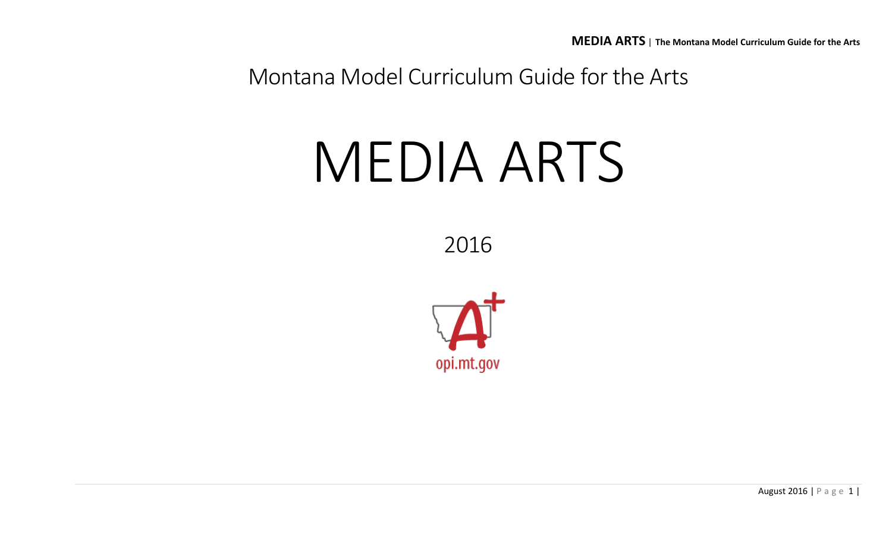Montana Model Curriculum Guide for the Arts

# MEDIA ARTS

2016

opi.mt.gov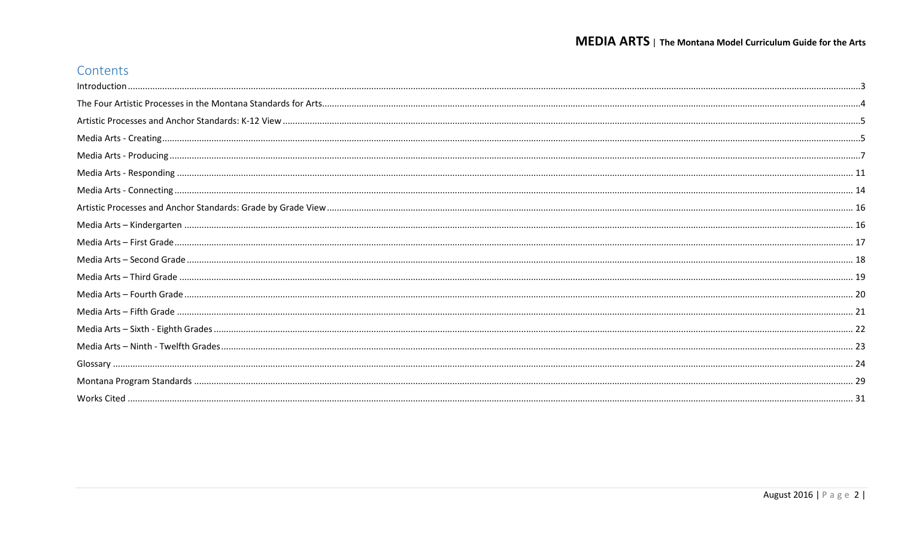## Contents

Introduction ....................................................................................................................................... 3
The Four Artistic Processes in the Montana Standards for Arts ....................................................... 4
Artistic Processes and Anchor Standards: K-12 View ....................................................................... 5
Media Arts - Creating ......................................................................................................................... 5
Media Arts - Producing ...................................................................................................................... 7
Media Arts - Responding .................................................................................................................. 11
Media Arts - Connecting ................................................................................................................... 14
Artistic Processes and Anchor Standards: Grade by Grade View ..................................................... 16
Media Arts – Kindergarten ............................................................................................................... 16
Media Arts – First Grade .................................................................................................................. 17
Media Arts – Second Grade .............................................................................................................. 18
Media Arts – Third Grade ................................................................................................................. 19
Media Arts – Fourth Grade ............................................................................................................... 20
Media Arts – Fifth Grade .................................................................................................................. 21
Media Arts – Sixth - Eighth Grades ................................................................................................... 22
Media Arts – Ninth - Twelfth Grades ................................................................................................ 23
Glossary ............................................................................................................................................ 24
Montana Program Standards ............................................................................................................ 29
Works Cited ...................................................................................................................................... 31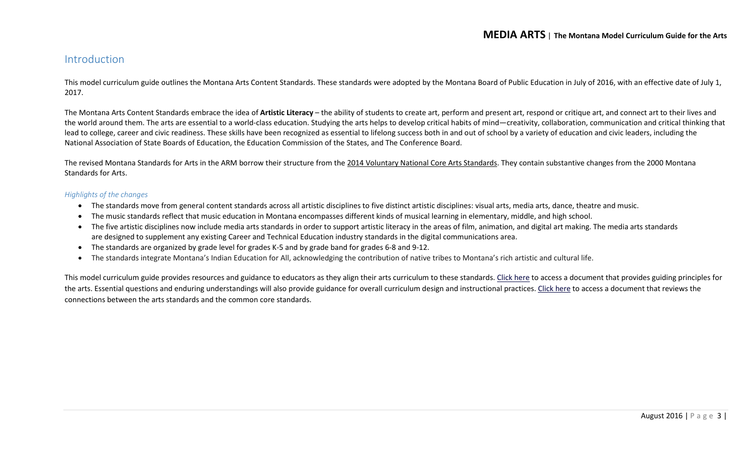## Introduction

This model curriculum guide outlines the Montana Arts Content Standards. These standards were adopted by the Montana Board of Public Education in July of 2016, with an effective date of July 1, 2017.

The Montana Arts Content Standards embrace the idea of **Artistic Literacy** – the ability of students to create art, perform and present art, respond or critique art, and connect art to their lives and the world around them. The arts are essential to a world-class education. Studying the arts helps to develop critical habits of mind—creativity, collaboration, communication and critical thinking that lead to college, career and civic readiness. These skills have been recognized as essential to lifelong success both in and out of school by a variety of education and civic leaders, including the National Association of State Boards of Education, the Education Commission of the States, and The Conference Board.

The revised Montana Standards for Arts in the ARM borrow their structure from the 2014 Voluntary National Core Arts Standards. They contain substantive changes from the 2000 Montana Standards for Arts.

### *Highlights of the changes*

- The standards move from general content standards across all artistic disciplines to five distinct artistic disciplines: visual arts, media arts, dance, theatre and music.
- The music standards reflect that music education in Montana encompasses different kinds of musical learning in elementary, middle, and high school.
- The five artistic disciplines now include media arts standards in order to support artistic literacy in the areas of film, animation, and digital art making. The media arts standards are designed to supplement any existing Career and Technical Education industry standards in the digital communications area.
- The standards are organized by grade level for grades K-5 and by grade band for grades 6-8 and 9-12.
- The standards integrate Montana's Indian Education for All, acknowledging the contribution of native tribes to Montana's rich artistic and cultural life.

This model curriculum guide provides resources and guidance to educators as they align their arts curriculum to these standards. Click here to access a document that provides guiding principles for the arts. Essential questions and enduring understandings will also provide guidance for overall curriculum design and instructional practices. Click here to access a document that reviews the connections between the arts standards and the common core standards.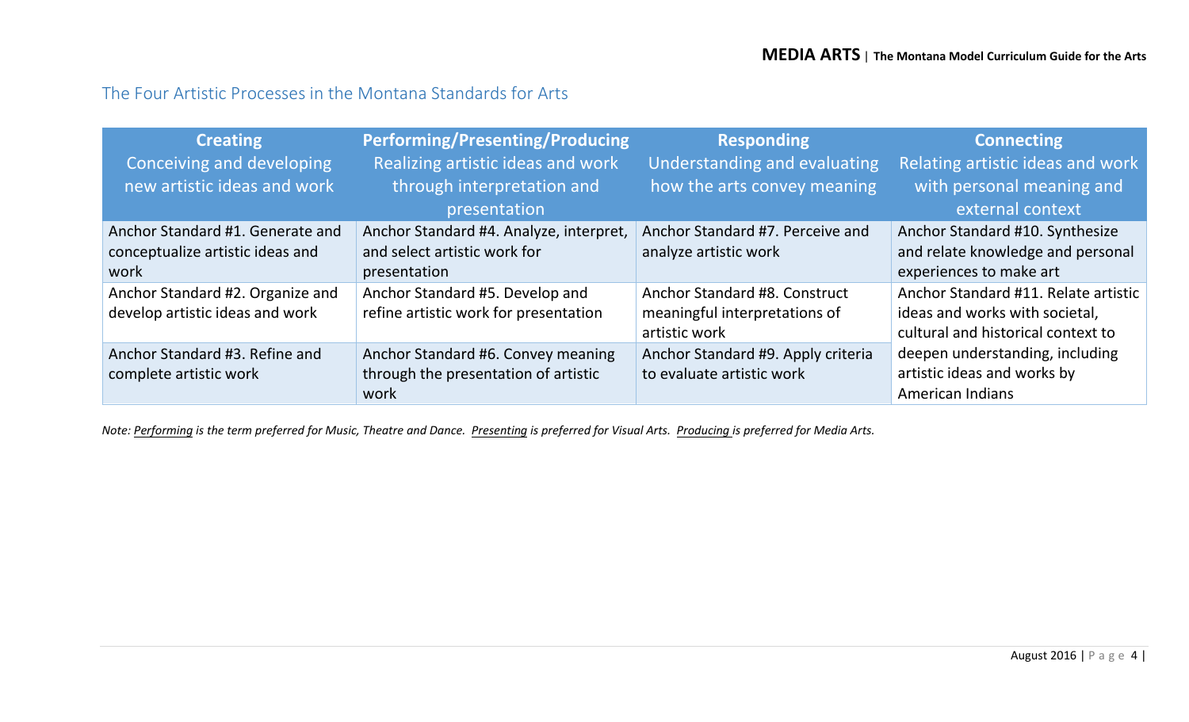## The Four Artistic Processes in the Montana Standards for Arts

| **Creating** Conceiving and developing new artistic ideas and work | **Performing/Presenting/Producing** Realizing artistic ideas and work through interpretation and presentation | **Responding** Understanding and evaluating how the arts convey meaning | **Connecting** Relating artistic ideas and work with personal meaning and external context |
|---|---|---|---|
| Anchor Standard #1. Generate and conceptualize artistic ideas and work | Anchor Standard #4. Analyze, interpret, and select artistic work for presentation | Anchor Standard #7. Perceive and analyze artistic work | Anchor Standard #10. Synthesize and relate knowledge and personal experiences to make art |
| Anchor Standard #2. Organize and develop artistic ideas and work | Anchor Standard #5. Develop and refine artistic work for presentation | Anchor Standard #8. Construct meaningful interpretations of artistic work | Anchor Standard #11. Relate artistic ideas and works with societal, cultural and historical context to deepen understanding, including artistic ideas and works by American Indians |
| Anchor Standard #3. Refine and complete artistic work | Anchor Standard #6. Convey meaning through the presentation of artistic work | Anchor Standard #9. Apply criteria to evaluate artistic work | |

*Note: Performing is the term preferred for Music, Theatre and Dance. Presenting is preferred for Visual Arts. Producing is preferred for Media Arts.*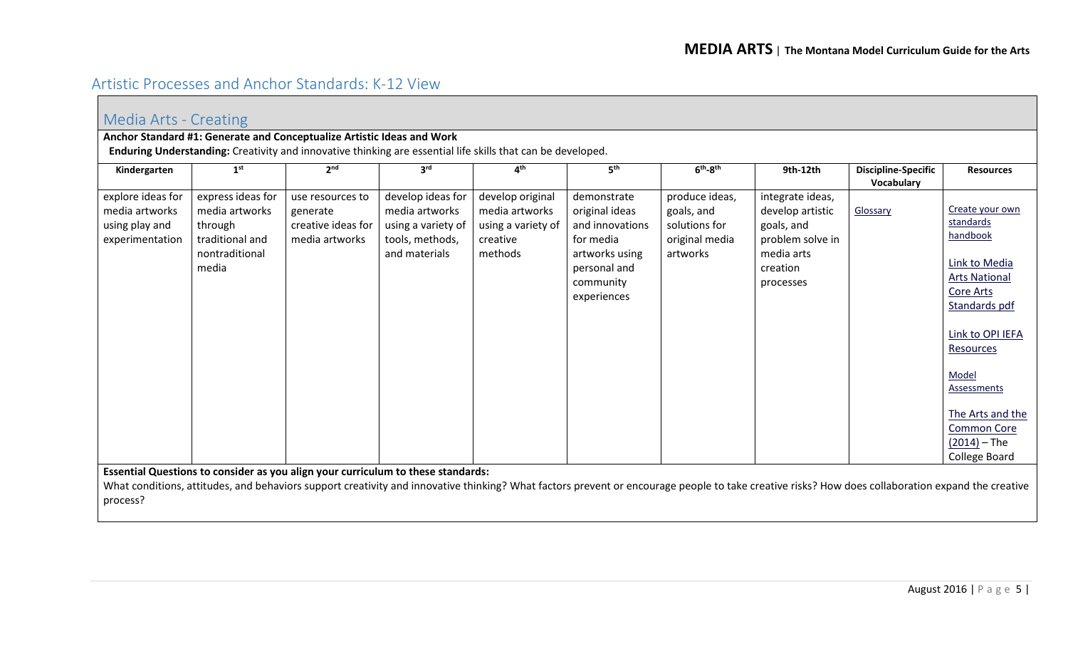## Artistic Processes and Anchor Standards: K-12 View

### Media Arts - Creating

**Anchor Standard #1: Generate and Conceptualize Artistic Ideas and Work**

**Enduring Understanding:** Creativity and innovative thinking are essential life skills that can be developed.

| Kindergarten | 1st | 2nd | 3rd | 4th | 5th | 6th-8th | 9th-12th | Discipline-Specific Vocabulary | Resources |
|---|---|---|---|---|---|---|---|---|---|
| explore ideas for media artworks using play and experimentation | express ideas for media artworks through traditional and nontraditional media | use resources to generate creative ideas for media artworks | develop ideas for media artworks using a variety of tools, methods, and materials | develop original media artworks using a variety of creative methods | demonstrate original ideas and innovations for media artworks using personal and community experiences | produce ideas, goals, and solutions for original media artworks | integrate ideas, develop artistic goals, and problem solve in media arts creation processes | Glossary | Create your own standards handbook<br><br>Link to Media Arts National Core Arts Standards pdf<br><br>Link to OPI IEFA Resources<br><br>Model Assessments<br><br>The Arts and the Common Core (2014) – The College Board |

**Essential Questions to consider as you align your curriculum to these standards:**

What conditions, attitudes, and behaviors support creativity and innovative thinking? What factors prevent or encourage people to take creative risks? How does collaboration expand the creative process?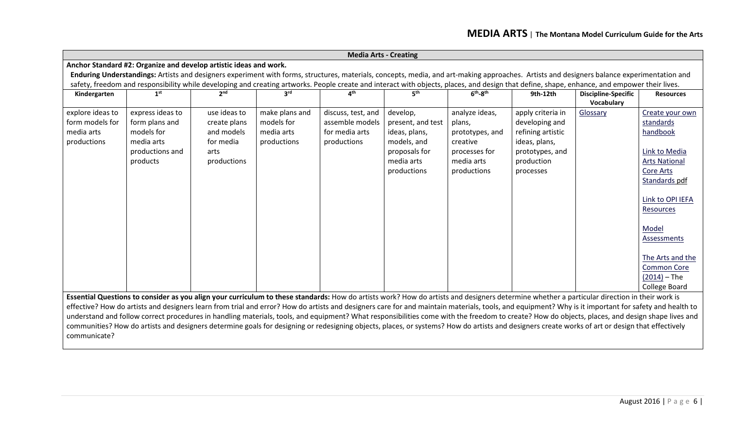## Media Arts - Creating

**Anchor Standard #2: Organize and develop artistic ideas and work.**

**Enduring Understandings:** Artists and designers experiment with forms, structures, materials, concepts, media, and art-making approaches. Artists and designers balance experimentation and safety, freedom and responsibility while developing and creating artworks. People create and interact with objects, places, and design that define, shape, enhance, and empower their lives.

| Kindergarten | 1st | 2nd | 3rd | 4th | 5th | 6th-8th | 9th-12th | Discipline-Specific Vocabulary | Resources |
|---|---|---|---|---|---|---|---|---|---|
| explore ideas to form models for media arts productions | express ideas to form plans and models for media arts productions and products | use ideas to create plans and models for media arts productions | make plans and models for media arts productions | discuss, test, and assemble models for media arts productions | develop, present, and test ideas, plans, models, and proposals for media arts productions | analyze ideas, plans, prototypes, and creative processes for media arts productions | apply criteria in developing and refining artistic ideas, plans, prototypes, and production processes | Glossary | Create your own standards handbook<br><br>Link to Media Arts National Core Arts Standards pdf<br><br>Link to OPI IEFA Resources<br><br>Model Assessments<br><br>The Arts and the Common Core (2014) – The College Board |

**Essential Questions to consider as you align your curriculum to these standards:** How do artists work? How do artists and designers determine whether a particular direction in their work is effective? How do artists and designers learn from trial and error? How do artists and designers care for and maintain materials, tools, and equipment? Why is it important for safety and health to understand and follow correct procedures in handling materials, tools, and equipment? What responsibilities come with the freedom to create? How do objects, places, and design shape lives and communities? How do artists and designers determine goals for designing or redesigning objects, places, or systems? How do artists and designers create works of art or design that effectively communicate?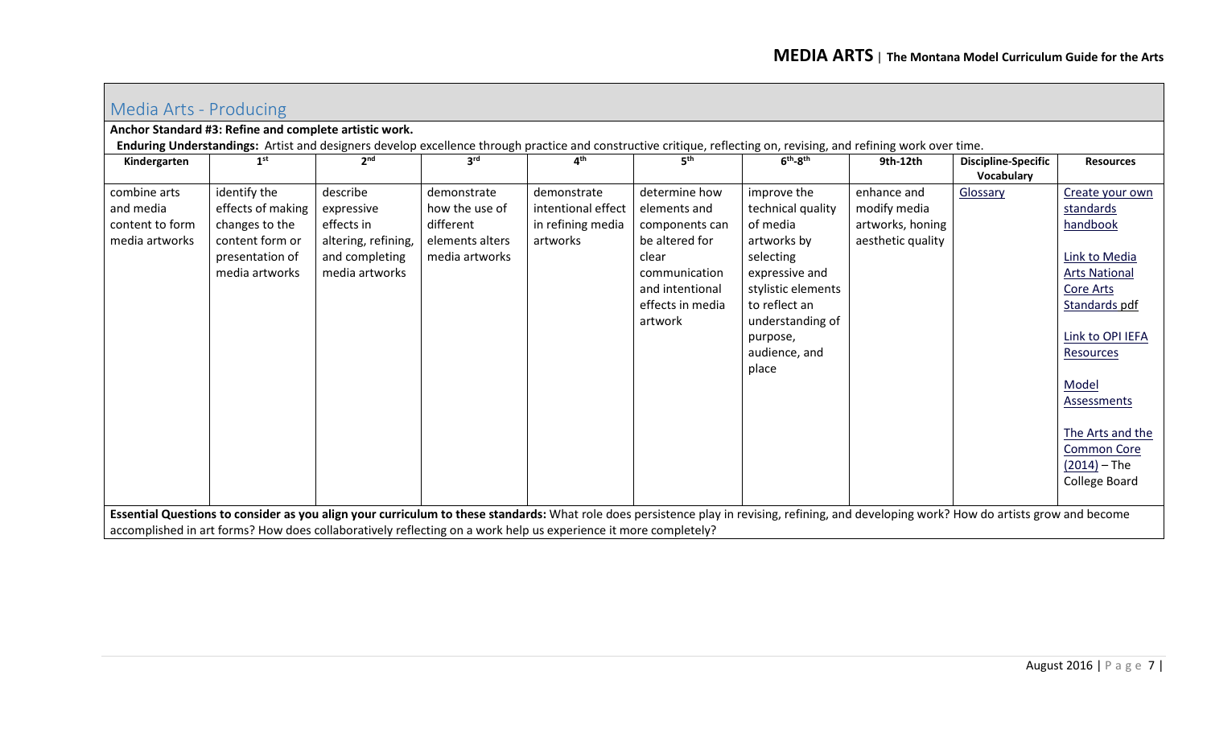## Media Arts - Producing

**Anchor Standard #3: Refine and complete artistic work.**

**Enduring Understandings:** Artist and designers develop excellence through practice and constructive critique, reflecting on, revising, and refining work over time.

| Kindergarten | 1st | 2nd | 3rd | 4th | 5th | 6th-8th | 9th-12th | Discipline-Specific Vocabulary | Resources |
|---|---|---|---|---|---|---|---|---|---|
| combine arts and media content to form media artworks | identify the effects of making changes to the content form or presentation of media artworks | describe expressive effects in altering, refining, and completing media artworks | demonstrate how the use of different elements alters media artworks | demonstrate intentional effect in refining media artworks | determine how elements and components can be altered for clear communication and intentional effects in media artwork | improve the technical quality of media artworks by selecting expressive and stylistic elements to reflect an understanding of purpose, audience, and place | enhance and modify media artworks, honing aesthetic quality | Glossary | Create your own standards handbook<br><br>Link to Media Arts National Core Arts Standards pdf<br><br>Link to OPI IEFA Resources<br><br>Model Assessments<br><br>The Arts and the Common Core (2014) – The College Board |

**Essential Questions to consider as you align your curriculum to these standards:** What role does persistence play in revising, refining, and developing work? How do artists grow and become accomplished in art forms? How does collaboratively reflecting on a work help us experience it more completely?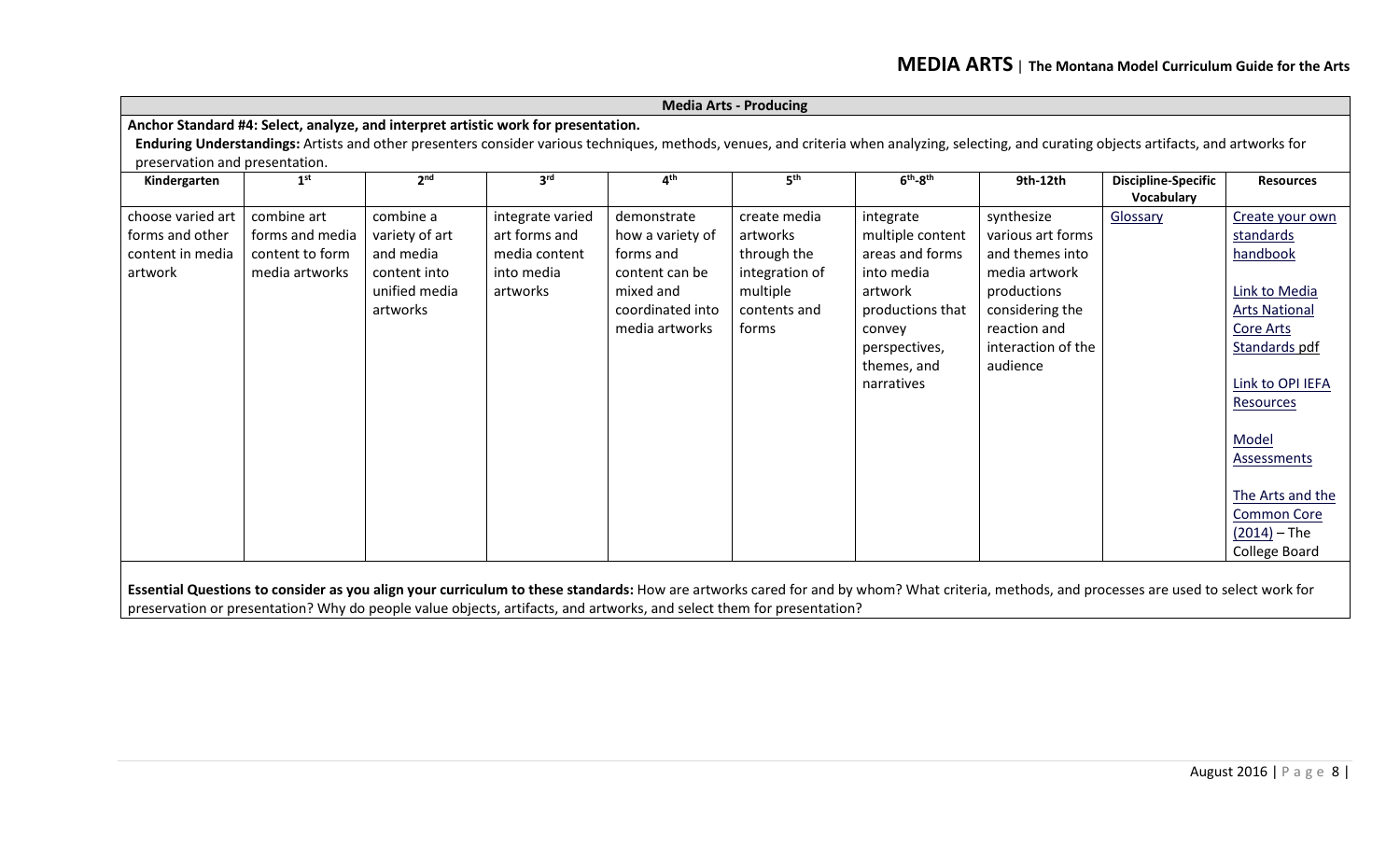## Media Arts - Producing

**Anchor Standard #4: Select, analyze, and interpret artistic work for presentation.**

**Enduring Understandings:** Artists and other presenters consider various techniques, methods, venues, and criteria when analyzing, selecting, and curating objects artifacts, and artworks for preservation and presentation.

| Kindergarten | 1st | 2nd | 3rd | 4th | 5th | 6th-8th | 9th-12th | Discipline-Specific Vocabulary | Resources |
|---|---|---|---|---|---|---|---|---|---|
| choose varied art forms and other content in media artwork | combine art forms and media content to form media artworks | combine a variety of art and media content into unified media artworks | integrate varied art forms and media content into media artworks | demonstrate how a variety of forms and content can be mixed and coordinated into media artworks | create media artworks through the integration of multiple contents and forms | integrate multiple content areas and forms into media artwork productions that convey perspectives, themes, and narratives | synthesize various art forms and themes into media artwork productions considering the reaction and interaction of the audience | Glossary | Create your own standards handbook<br><br>Link to Media Arts National Core Arts Standards pdf<br><br>Link to OPI IEFA Resources<br><br>Model Assessments<br><br>The Arts and the Common Core (2014) – The College Board |

**Essential Questions to consider as you align your curriculum to these standards:** How are artworks cared for and by whom? What criteria, methods, and processes are used to select work for preservation or presentation? Why do people value objects, artifacts, and artworks, and select them for presentation?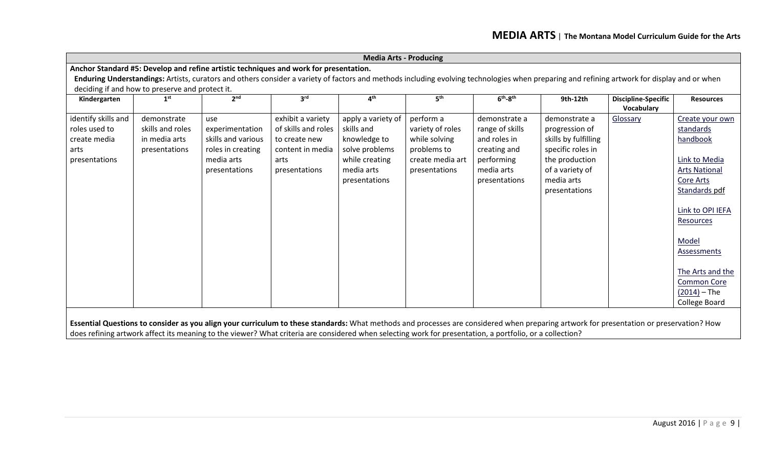| Media Arts - Producing | | | | | | | | | |
|---|---|---|---|---|---|---|---|---|---|
| **Anchor Standard #5: Develop and refine artistic techniques and work for presentation.** | | | | | | | | | |
| **Enduring Understandings:** Artists, curators and others consider a variety of factors and methods including evolving technologies when preparing and refining artwork for display and or when deciding if and how to preserve and protect it. | | | | | | | | | |
| **Kindergarten** | **1st** | **2nd** | **3rd** | **4th** | **5th** | **6th-8th** | **9th-12th** | **Discipline-Specific Vocabulary** | **Resources** |
| identify skills and roles used to create media arts presentations | demonstrate skills and roles in media arts presentations | use experimentation skills and various roles in creating media arts presentations | exhibit a variety of skills and roles to create new content in media arts presentations | apply a variety of skills and knowledge to solve problems while creating media arts presentations | perform a variety of roles while solving problems to create media art presentations | demonstrate a range of skills and roles in creating and performing media arts presentations | demonstrate a progression of skills by fulfilling specific roles in the production of a variety of media arts presentations | Glossary | Create your own standards handbook<br><br>Link to Media Arts National Core Arts Standards pdf<br><br>Link to OPI IEFA Resources<br><br>Model Assessments<br><br>The Arts and the Common Core (2014) – The College Board |

**Essential Questions to consider as you align your curriculum to these standards:** What methods and processes are considered when preparing artwork for presentation or preservation? How does refining artwork affect its meaning to the viewer? What criteria are considered when selecting work for presentation, a portfolio, or a collection?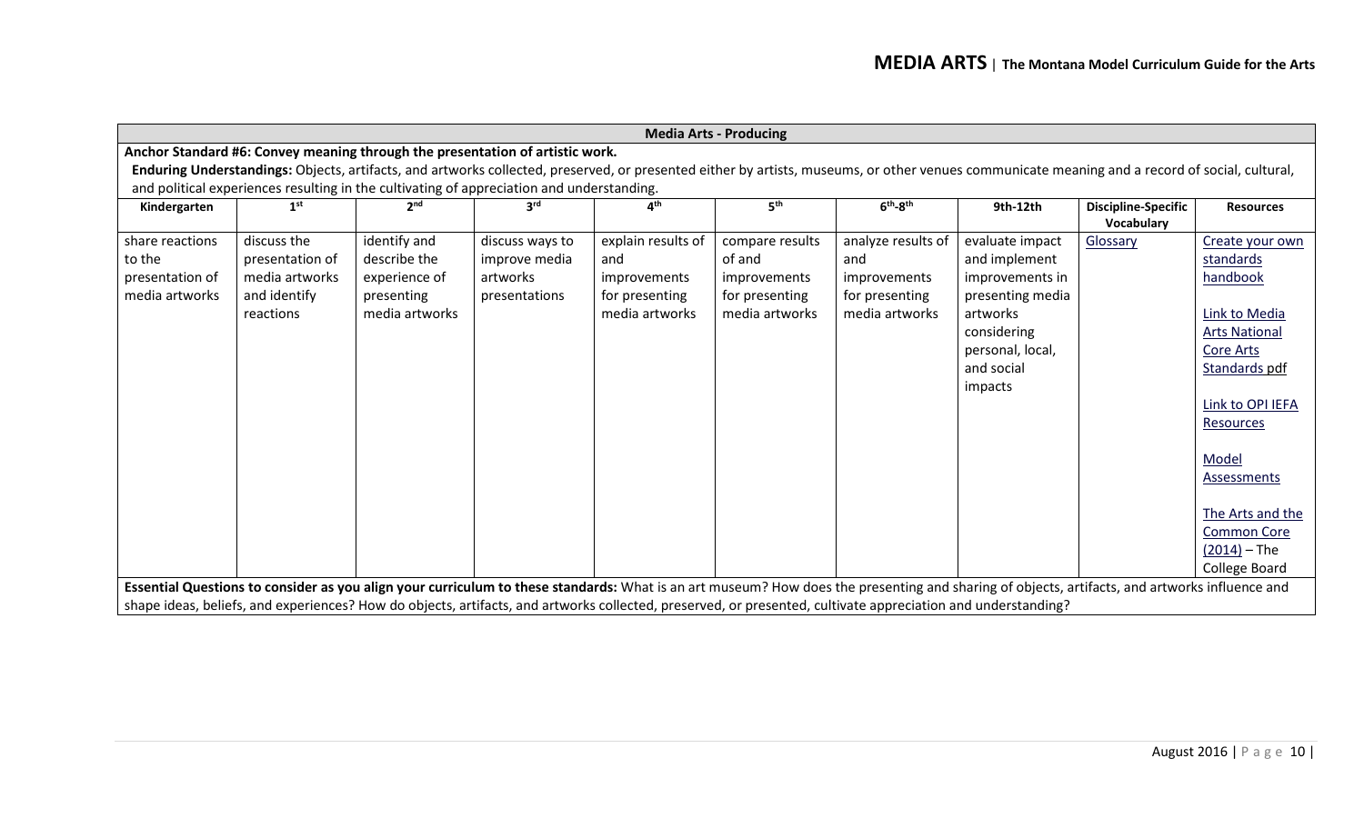## Media Arts - Producing

**Anchor Standard #6: Convey meaning through the presentation of artistic work.**

**Enduring Understandings:** Objects, artifacts, and artworks collected, preserved, or presented either by artists, museums, or other venues communicate meaning and a record of social, cultural, and political experiences resulting in the cultivating of appreciation and understanding.

| Kindergarten | 1st | 2nd | 3rd | 4th | 5th | 6th-8th | 9th-12th | Discipline-Specific Vocabulary | Resources |
|---|---|---|---|---|---|---|---|---|---|
| share reactions to the presentation of media artworks | discuss the presentation of media artworks and identify reactions | identify and describe the experience of presenting media artworks | discuss ways to improve media artworks presentations | explain results of and improvements for presenting media artworks | compare results of and improvements for presenting media artworks | analyze results of and improvements for presenting media artworks | evaluate impact and implement improvements in presenting media artworks considering personal, local, and social impacts | Glossary | Create your own standards handbook<br><br>Link to Media Arts National Core Arts Standards pdf<br><br>Link to OPI IEFA Resources<br><br>Model Assessments<br><br>The Arts and the Common Core (2014) – The College Board |

**Essential Questions to consider as you align your curriculum to these standards:** What is an art museum? How does the presenting and sharing of objects, artifacts, and artworks influence and shape ideas, beliefs, and experiences? How do objects, artifacts, and artworks collected, preserved, or presented, cultivate appreciation and understanding?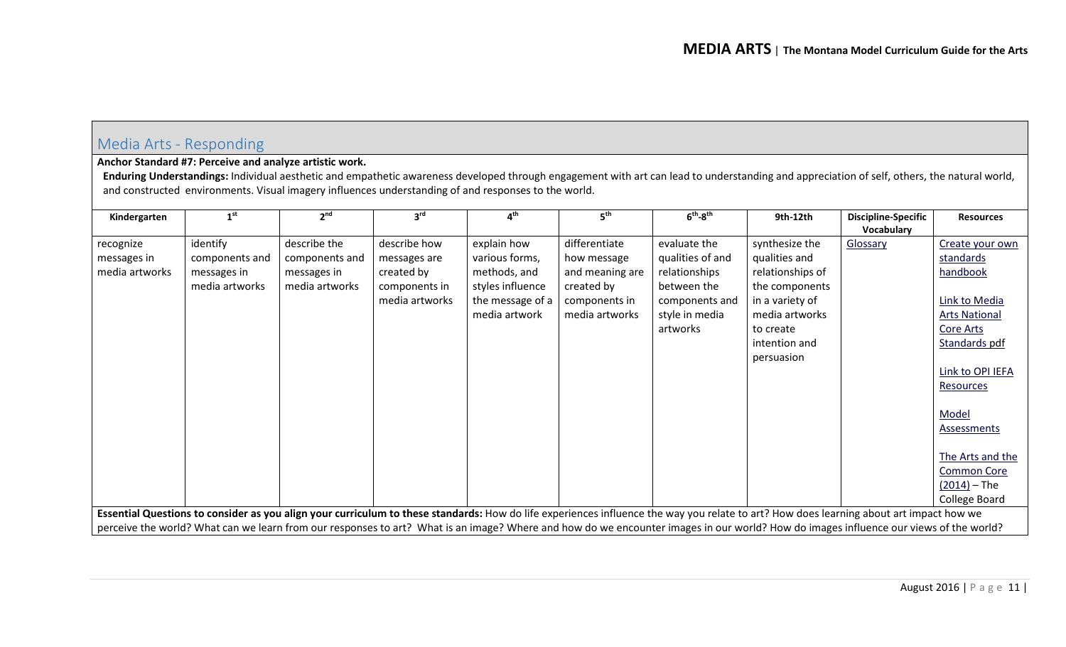## Media Arts - Responding

**Anchor Standard #7: Perceive and analyze artistic work.**

**Enduring Understandings:** Individual aesthetic and empathetic awareness developed through engagement with art can lead to understanding and appreciation of self, others, the natural world, and constructed environments. Visual imagery influences understanding of and responses to the world.

| Kindergarten | 1st | 2nd | 3rd | 4th | 5th | 6th-8th | 9th-12th | Discipline-Specific Vocabulary | Resources |
|---|---|---|---|---|---|---|---|---|---|
| recognize messages in media artworks | identify components and messages in media artworks | describe the components and messages in media artworks | describe how messages are created by components in media artworks | explain how various forms, methods, and styles influence the message of a media artwork | differentiate how message and meaning are created by components in media artworks | evaluate the qualities of and relationships between the components and style in media artworks | synthesize the qualities and relationships of the components in a variety of media artworks to create intention and persuasion | Glossary | Create your own standards handbook<br><br>Link to Media Arts National Core Arts Standards pdf<br><br>Link to OPI IEFA Resources<br><br>Model Assessments<br><br>The Arts and the Common Core (2014) – The College Board |

**Essential Questions to consider as you align your curriculum to these standards:** How do life experiences influence the way you relate to art? How does learning about art impact how we perceive the world? What can we learn from our responses to art? What is an image? Where and how do we encounter images in our world? How do images influence our views of the world?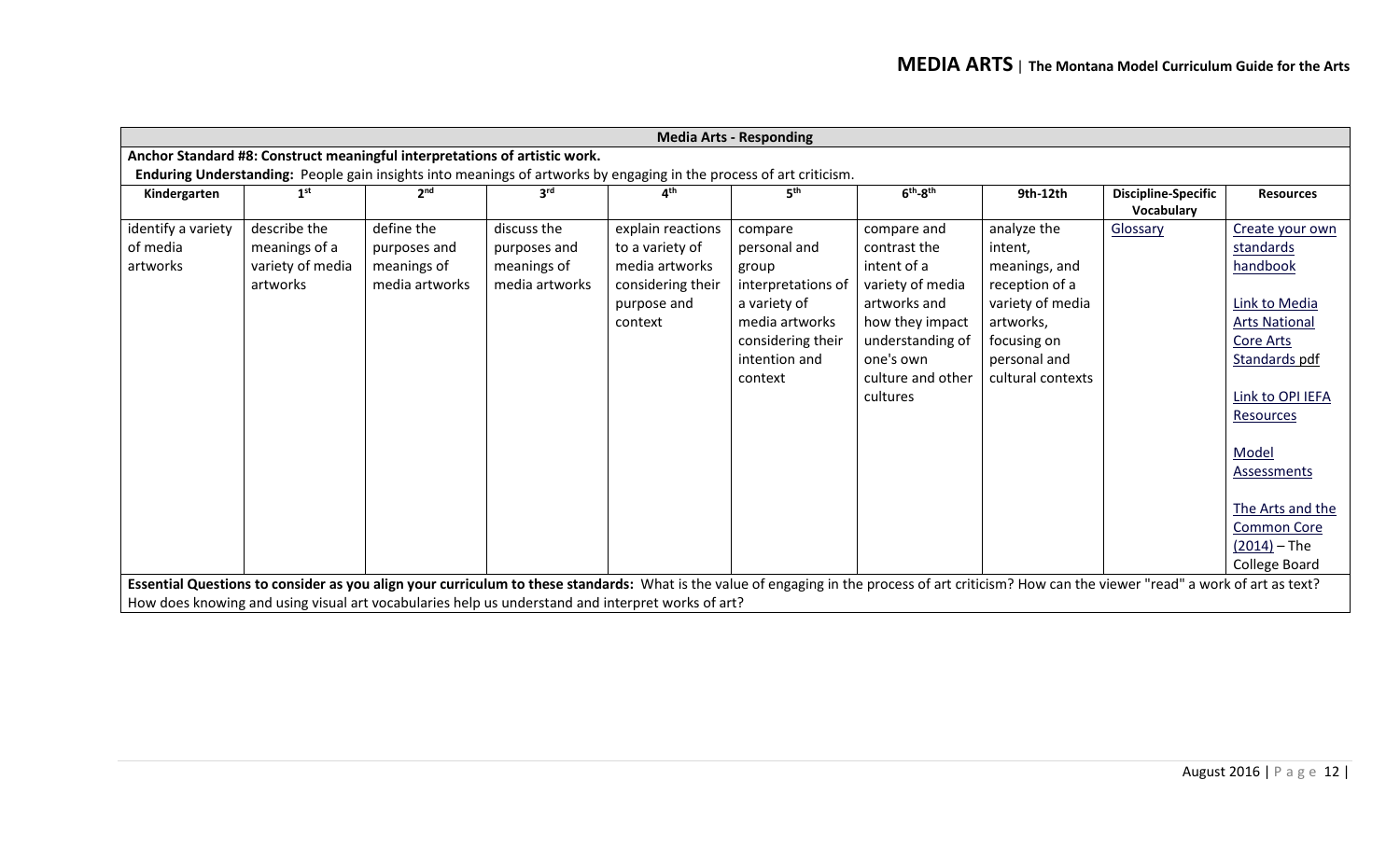| Media Arts - Responding | | | | | | | | | |
|---|---|---|---|---|---|---|---|---|---|
| **Anchor Standard #8: Construct meaningful interpretations of artistic work.** **Enduring Understanding:** People gain insights into meanings of artworks by engaging in the process of art criticism. | | | | | | | | | |
| **Kindergarten** | **1st** | **2nd** | **3rd** | **4th** | **5th** | **6th-8th** | **9th-12th** | **Discipline-Specific Vocabulary** | **Resources** |
| identify a variety of media artworks | describe the meanings of a variety of media artworks | define the purposes and meanings of media artworks | discuss the purposes and meanings of media artworks | explain reactions to a variety of media artworks considering their purpose and context | compare personal and group interpretations of a variety of media artworks considering their intention and context | compare and contrast the intent of a variety of media artworks and how they impact understanding of one's own culture and other cultures | analyze the intent, meanings, and reception of a variety of media artworks, focusing on personal and cultural contexts | Glossary | Create your own standards handbook<br><br>Link to Media Arts National Core Arts Standards pdf<br><br>Link to OPI IEFA Resources<br><br>Model Assessments<br><br>The Arts and the Common Core (2014) – The College Board |
| **Essential Questions to consider as you align your curriculum to these standards:** What is the value of engaging in the process of art criticism? How can the viewer "read" a work of art as text? How does knowing and using visual art vocabularies help us understand and interpret works of art? | | | | | | | | | |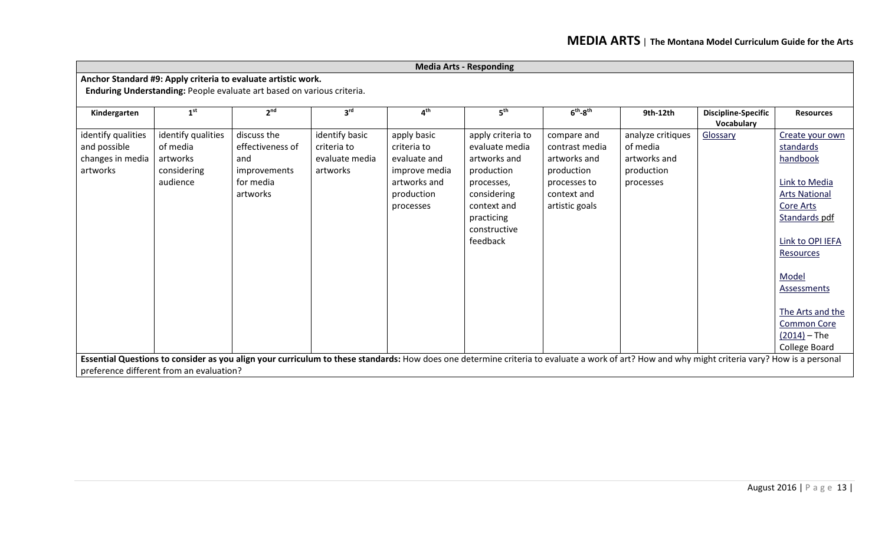## Media Arts - Responding

**Anchor Standard #9: Apply criteria to evaluate artistic work.**

**Enduring Understanding:** People evaluate art based on various criteria.

| Kindergarten | 1st | 2nd | 3rd | 4th | 5th | 6th-8th | 9th-12th | Discipline-Specific Vocabulary | Resources |
|---|---|---|---|---|---|---|---|---|---|
| identify qualities and possible changes in media artworks | identify qualities of media artworks considering audience | discuss the effectiveness of and improvements for media artworks | identify basic criteria to evaluate media artworks | apply basic criteria to evaluate and improve media artworks and production processes | apply criteria to evaluate media artworks and production processes, considering context and practicing constructive feedback | compare and contrast media artworks and production processes to context and artistic goals | analyze critiques of media artworks and production processes | Glossary | Create your own standards handbook<br><br>Link to Media Arts National Core Arts Standards pdf<br><br>Link to OPI IEFA Resources<br><br>Model Assessments<br><br>The Arts and the Common Core (2014) – The College Board |

**Essential Questions to consider as you align your curriculum to these standards:** How does one determine criteria to evaluate a work of art? How and why might criteria vary? How is a personal preference different from an evaluation?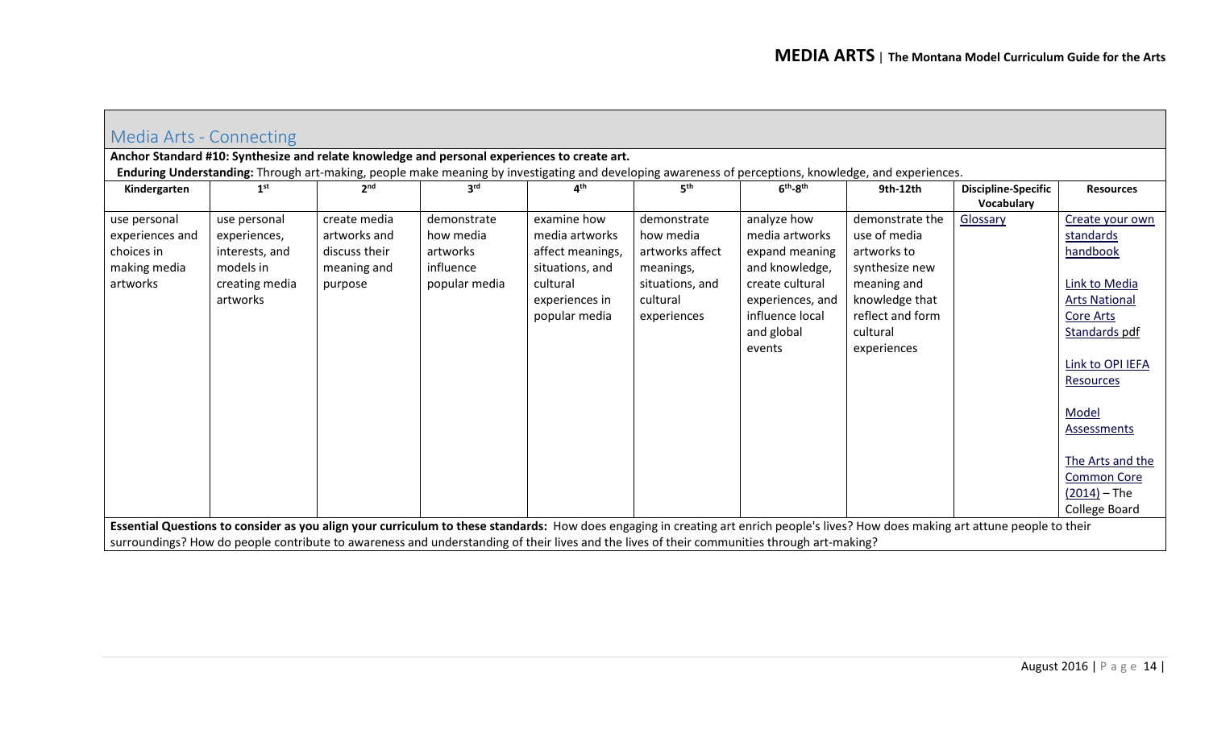## Media Arts - Connecting

**Anchor Standard #10: Synthesize and relate knowledge and personal experiences to create art.**

**Enduring Understanding:** Through art-making, people make meaning by investigating and developing awareness of perceptions, knowledge, and experiences.

| Kindergarten | 1st | 2nd | 3rd | 4th | 5th | 6th-8th | 9th-12th | Discipline-Specific Vocabulary | Resources |
|---|---|---|---|---|---|---|---|---|---|
| use personal experiences and choices in making media artworks | use personal experiences, interests, and models in creating media artworks | create media artworks and discuss their meaning and purpose | demonstrate how media artworks influence popular media | examine how media artworks affect meanings, situations, and cultural experiences in popular media | demonstrate how media artworks affect meanings, situations, and cultural experiences | analyze how media artworks expand meaning and knowledge, create cultural experiences, and influence local and global events | demonstrate the use of media artworks to synthesize new meaning and knowledge that reflect and form cultural experiences | Glossary | Create your own standards handbook<br><br>Link to Media Arts National Core Arts Standards pdf<br><br>Link to OPI IEFA Resources<br><br>Model Assessments<br><br>The Arts and the Common Core (2014) – The College Board |

**Essential Questions to consider as you align your curriculum to these standards:** How does engaging in creating art enrich people's lives? How does making art attune people to their surroundings? How do people contribute to awareness and understanding of their lives and the lives of their communities through art-making?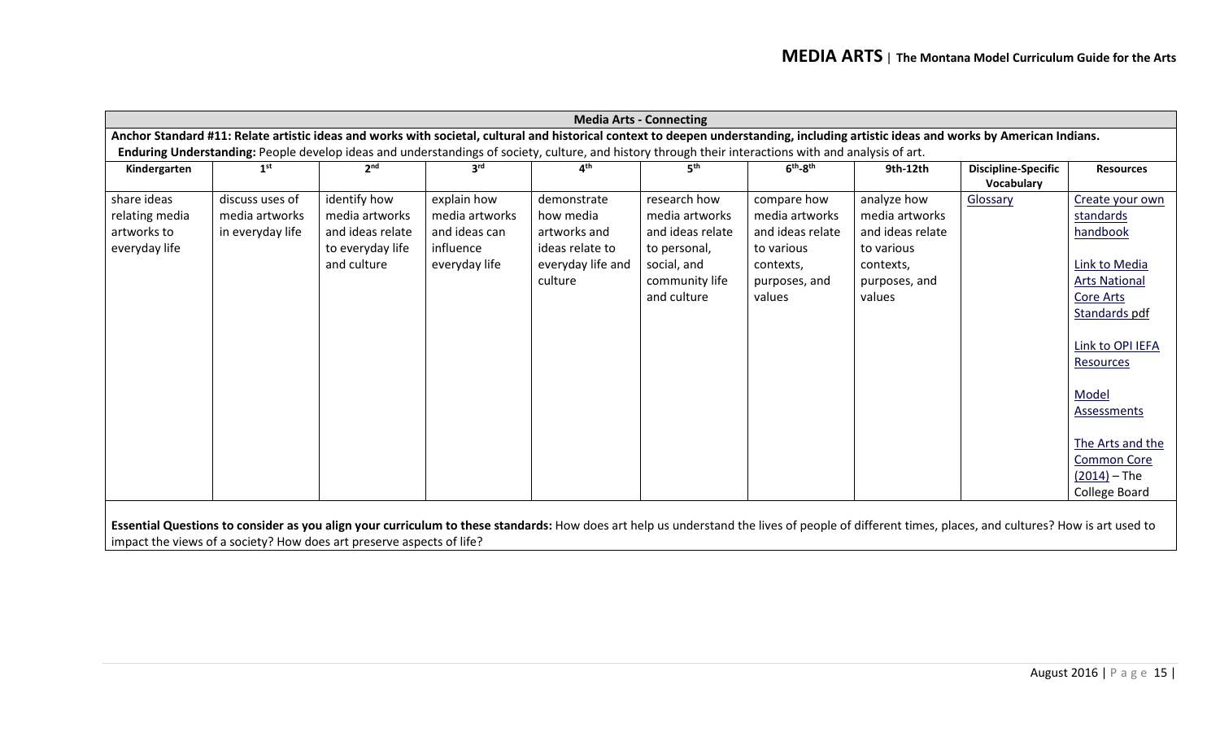| Media Arts - Connecting | | | | | | | | | |
|---|---|---|---|---|---|---|---|---|---|
| **Anchor Standard #11: Relate artistic ideas and works with societal, cultural and historical context to deepen understanding, including artistic ideas and works by American Indians.** | | | | | | | | | |
| **Enduring Understanding:** People develop ideas and understandings of society, culture, and history through their interactions with and analysis of art. | | | | | | | | | |
| **Kindergarten** | **1st** | **2nd** | **3rd** | **4th** | **5th** | **6th-8th** | **9th-12th** | **Discipline-Specific Vocabulary** | **Resources** |
| share ideas relating media artworks to everyday life | discuss uses of media artworks in everyday life | identify how media artworks and ideas relate to everyday life and culture | explain how media artworks and ideas can influence everyday life | demonstrate how media artworks and ideas relate to everyday life and culture | research how media artworks and ideas relate to personal, social, and community life and culture | compare how media artworks and ideas relate to various contexts, purposes, and values | analyze how media artworks and ideas relate to various contexts, purposes, and values | Glossary | Create your own standards handbook<br><br>Link to Media Arts National Core Arts Standards pdf<br><br>Link to OPI IEFA Resources<br><br>Model Assessments<br><br>The Arts and the Common Core (2014) – The College Board |
| **Essential Questions to consider as you align your curriculum to these standards:** How does art help us understand the lives of people of different times, places, and cultures? How is art used to impact the views of a society? How does art preserve aspects of life? | | | | | | | | | |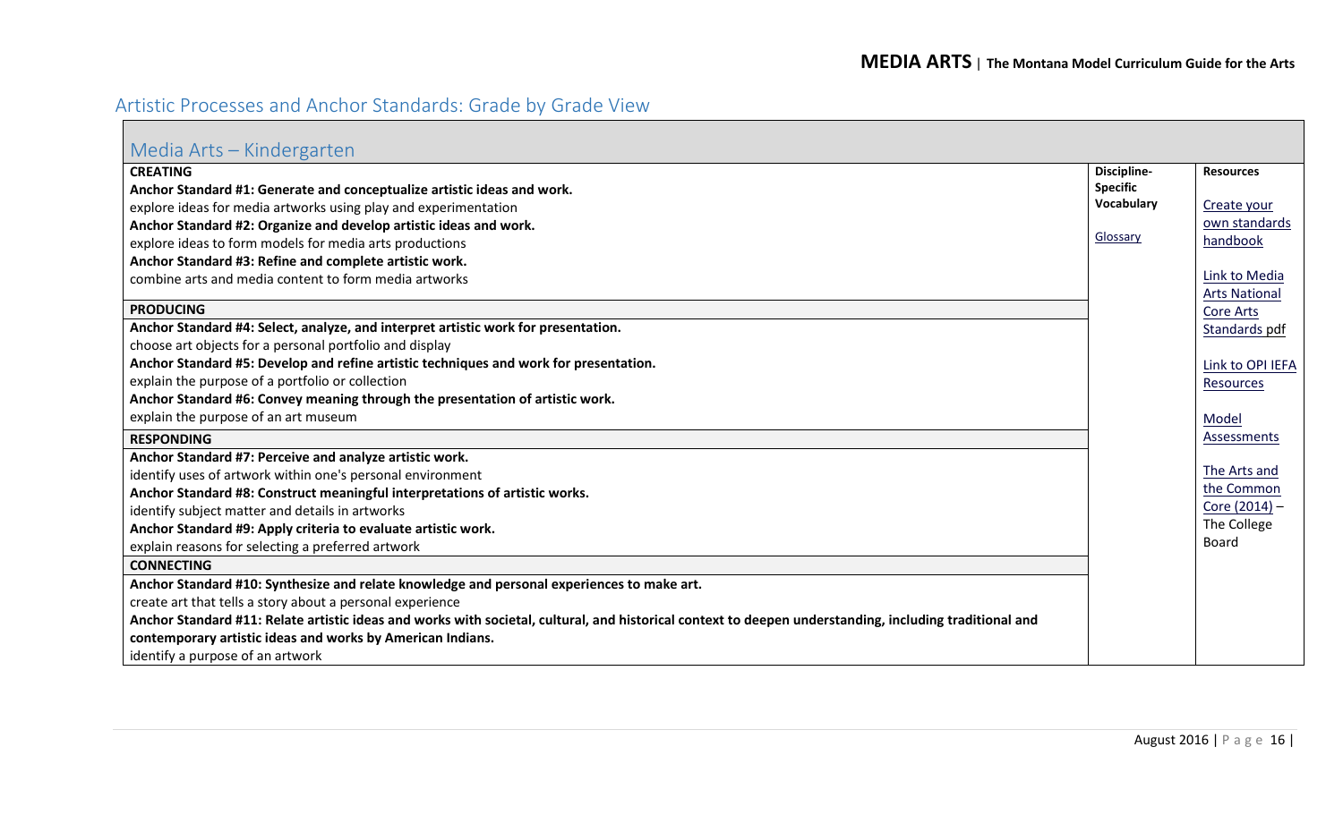## Artistic Processes and Anchor Standards: Grade by Grade View

### Media Arts – Kindergarten

| | Discipline-Specific Vocabulary | Resources |
|---|---|---|
| **CREATING**<br>**Anchor Standard #1: Generate and conceptualize artistic ideas and work.**<br>explore ideas for media artworks using play and experimentation<br>**Anchor Standard #2: Organize and develop artistic ideas and work.**<br>explore ideas to form models for media arts productions<br>**Anchor Standard #3: Refine and complete artistic work.**<br>combine arts and media content to form media artworks | Glossary | Create your own standards handbook<br><br>Link to Media Arts National Core Arts Standards pdf<br><br>Link to OPI IEFA Resources<br><br>Model Assessments<br><br>The Arts and the Common Core (2014) – The College Board |
| **PRODUCING**<br>**Anchor Standard #4: Select, analyze, and interpret artistic work for presentation.**<br>choose art objects for a personal portfolio and display<br>**Anchor Standard #5: Develop and refine artistic techniques and work for presentation.**<br>explain the purpose of a portfolio or collection<br>**Anchor Standard #6: Convey meaning through the presentation of artistic work.**<br>explain the purpose of an art museum | | |
| **RESPONDING**<br>**Anchor Standard #7: Perceive and analyze artistic work.**<br>identify uses of artwork within one's personal environment<br>**Anchor Standard #8: Construct meaningful interpretations of artistic works.**<br>identify subject matter and details in artworks<br>**Anchor Standard #9: Apply criteria to evaluate artistic work.**<br>explain reasons for selecting a preferred artwork | | |
| **CONNECTING**<br>**Anchor Standard #10: Synthesize and relate knowledge and personal experiences to make art.**<br>create art that tells a story about a personal experience<br>**Anchor Standard #11: Relate artistic ideas and works with societal, cultural, and historical context to deepen understanding, including traditional and contemporary artistic ideas and works by American Indians.**<br>identify a purpose of an artwork | | |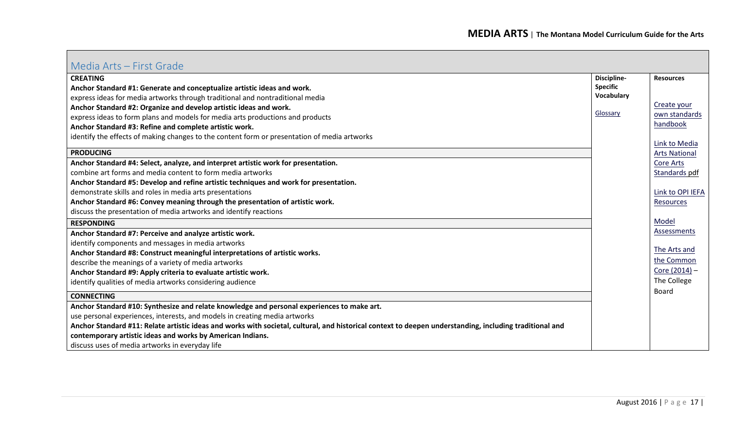## Media Arts – First Grade

| CREATING | Discipline-Specific Vocabulary | Resources |
|---|---|---|
| **Anchor Standard #1: Generate and conceptualize artistic ideas and work.**<br>express ideas for media artworks through traditional and nontraditional media<br>**Anchor Standard #2: Organize and develop artistic ideas and work.**<br>express ideas to form plans and models for media arts productions and products<br>**Anchor Standard #3: Refine and complete artistic work.**<br>identify the effects of making changes to the content form or presentation of media artworks | Glossary | Create your own standards handbook<br><br>Link to Media Arts National Core Arts Standards pdf<br><br>Link to OPI IEFA Resources<br><br>Model Assessments<br><br>The Arts and the Common Core (2014) – The College Board |
| **PRODUCING** | | |
| **Anchor Standard #4: Select, analyze, and interpret artistic work for presentation.**<br>combine art forms and media content to form media artworks<br>**Anchor Standard #5: Develop and refine artistic techniques and work for presentation.**<br>demonstrate skills and roles in media arts presentations<br>**Anchor Standard #6: Convey meaning through the presentation of artistic work.**<br>discuss the presentation of media artworks and identify reactions | | |
| **RESPONDING** | | |
| **Anchor Standard #7: Perceive and analyze artistic work.**<br>identify components and messages in media artworks<br>**Anchor Standard #8: Construct meaningful interpretations of artistic works.**<br>describe the meanings of a variety of media artworks<br>**Anchor Standard #9: Apply criteria to evaluate artistic work.**<br>identify qualities of media artworks considering audience | | |
| **CONNECTING** | | |
| **Anchor Standard #10: Synthesize and relate knowledge and personal experiences to make art.**<br>use personal experiences, interests, and models in creating media artworks<br>**Anchor Standard #11: Relate artistic ideas and works with societal, cultural, and historical context to deepen understanding, including traditional and contemporary artistic ideas and works by American Indians.**<br>discuss uses of media artworks in everyday life | | |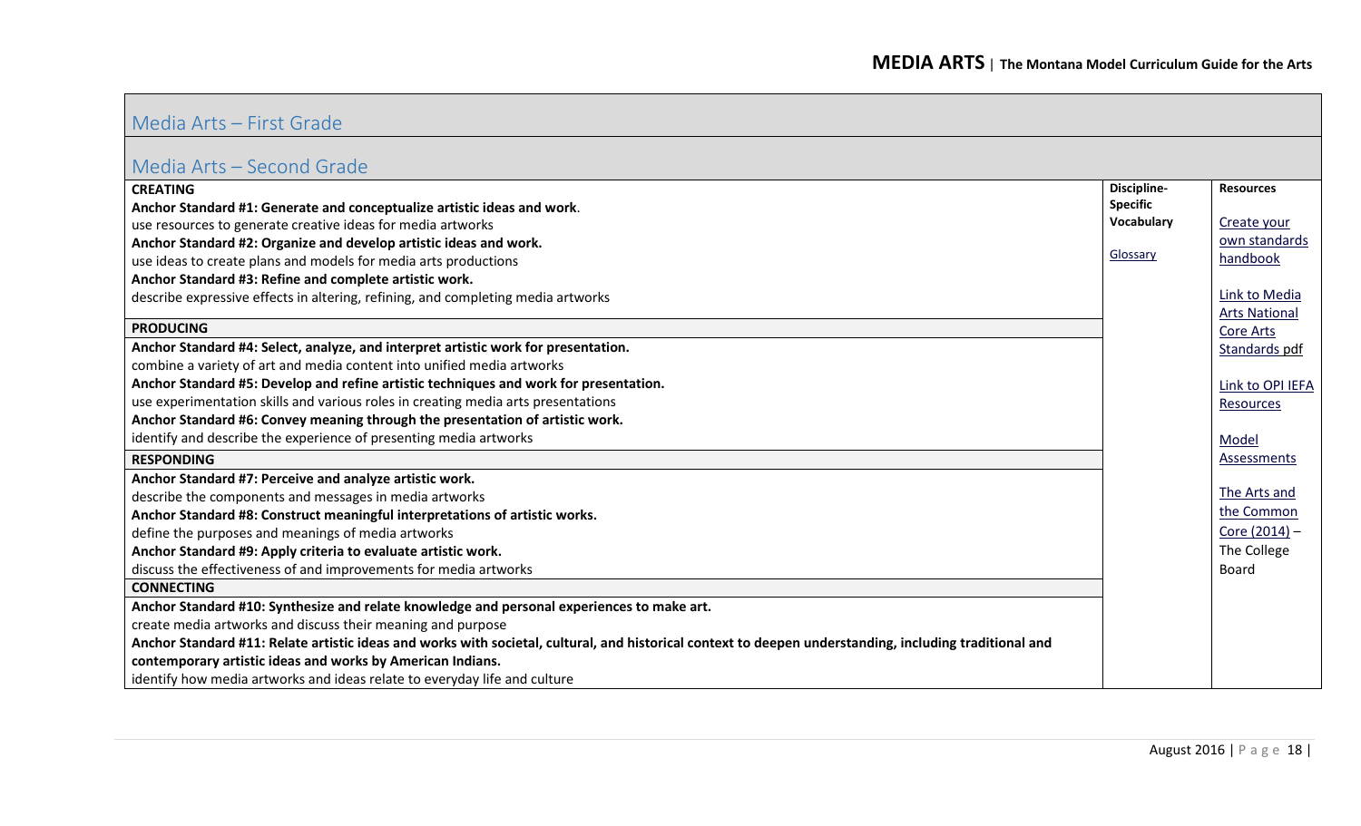## Media Arts – First Grade

## Media Arts – Second Grade

| | Discipline-Specific Vocabulary | Resources |
|---|---|---|
| **CREATING** | [Glossary](#) | [Create your own standards handbook](#) |
| **Anchor Standard #1: Generate and conceptualize artistic ideas and work.** | | [Link to Media Arts National Core Arts Standards pdf](#) |
| use resources to generate creative ideas for media artworks | | [Link to OPI IEFA Resources](#) |
| **Anchor Standard #2: Organize and develop artistic ideas and work.** | | [Model Assessments](#) |
| use ideas to create plans and models for media arts productions | | [The Arts and the Common Core (2014)](#) – The College Board |
| **Anchor Standard #3: Refine and complete artistic work.** | | |
| describe expressive effects in altering, refining, and completing media artworks | | |
| **PRODUCING** | | |
| **Anchor Standard #4: Select, analyze, and interpret artistic work for presentation.** | | |
| combine a variety of art and media content into unified media artworks | | |
| **Anchor Standard #5: Develop and refine artistic techniques and work for presentation.** | | |
| use experimentation skills and various roles in creating media arts presentations | | |
| **Anchor Standard #6: Convey meaning through the presentation of artistic work.** | | |
| identify and describe the experience of presenting media artworks | | |
| **RESPONDING** | | |
| **Anchor Standard #7: Perceive and analyze artistic work.** | | |
| describe the components and messages in media artworks | | |
| **Anchor Standard #8: Construct meaningful interpretations of artistic works.** | | |
| define the purposes and meanings of media artworks | | |
| **Anchor Standard #9: Apply criteria to evaluate artistic work.** | | |
| discuss the effectiveness of and improvements for media artworks | | |
| **CONNECTING** | | |
| **Anchor Standard #10: Synthesize and relate knowledge and personal experiences to make art.** | | |
| create media artworks and discuss their meaning and purpose | | |
| **Anchor Standard #11: Relate artistic ideas and works with societal, cultural, and historical context to deepen understanding, including traditional and contemporary artistic ideas and works by American Indians.** | | |
| identify how media artworks and ideas relate to everyday life and culture | | |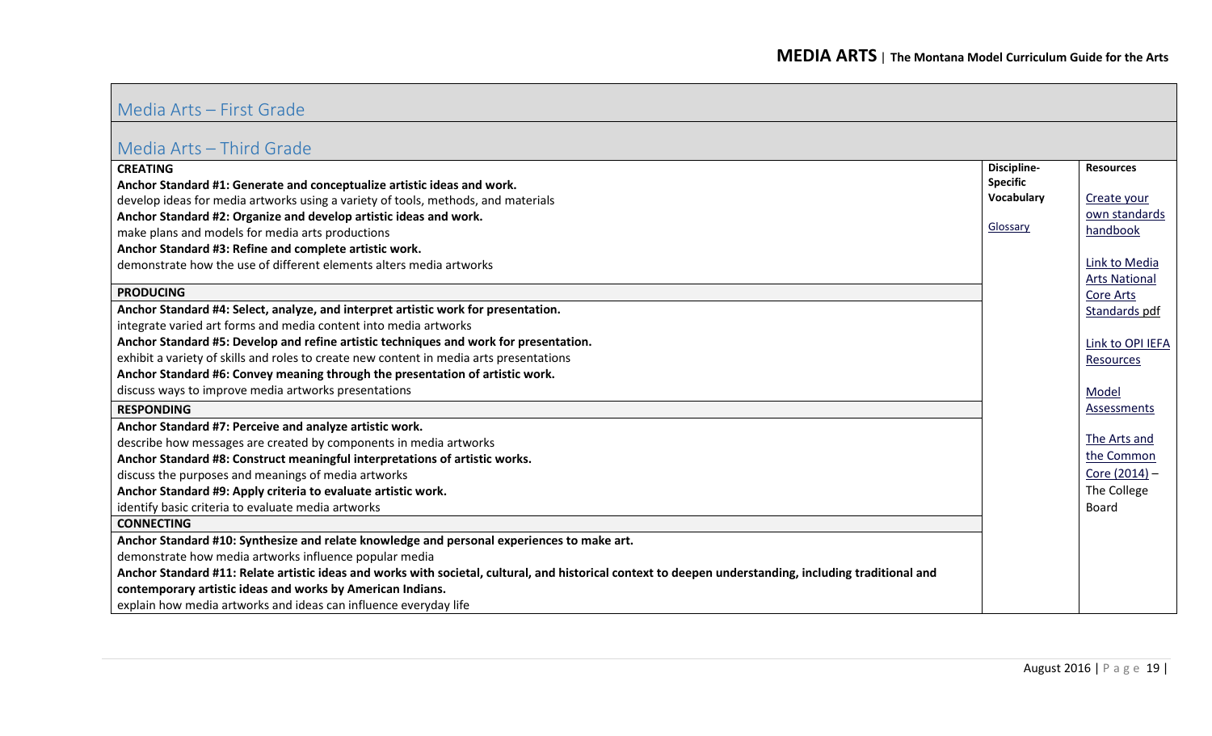## Media Arts – First Grade

## Media Arts – Third Grade

| | Discipline-Specific Vocabulary | Resources |
|---|---|---|
| **CREATING** | Glossary | Create your own standards handbook |
| **Anchor Standard #1: Generate and conceptualize artistic ideas and work.** | | Link to Media Arts National Core Arts Standards pdf |
| develop ideas for media artworks using a variety of tools, methods, and materials | | Link to OPI IEFA Resources |
| **Anchor Standard #2: Organize and develop artistic ideas and work.** | | Model Assessments |
| make plans and models for media arts productions | | The Arts and the Common Core (2014) – The College Board |
| **Anchor Standard #3: Refine and complete artistic work.** | | |
| demonstrate how the use of different elements alters media artworks | | |
| **PRODUCING** | | |
| **Anchor Standard #4: Select, analyze, and interpret artistic work for presentation.** | | |
| integrate varied art forms and media content into media artworks | | |
| **Anchor Standard #5: Develop and refine artistic techniques and work for presentation.** | | |
| exhibit a variety of skills and roles to create new content in media arts presentations | | |
| **Anchor Standard #6: Convey meaning through the presentation of artistic work.** | | |
| discuss ways to improve media artworks presentations | | |
| **RESPONDING** | | |
| **Anchor Standard #7: Perceive and analyze artistic work.** | | |
| describe how messages are created by components in media artworks | | |
| **Anchor Standard #8: Construct meaningful interpretations of artistic works.** | | |
| discuss the purposes and meanings of media artworks | | |
| **Anchor Standard #9: Apply criteria to evaluate artistic work.** | | |
| identify basic criteria to evaluate media artworks | | |
| **CONNECTING** | | |
| **Anchor Standard #10: Synthesize and relate knowledge and personal experiences to make art.** | | |
| demonstrate how media artworks influence popular media | | |
| **Anchor Standard #11: Relate artistic ideas and works with societal, cultural, and historical context to deepen understanding, including traditional and contemporary artistic ideas and works by American Indians.** | | |
| explain how media artworks and ideas can influence everyday life | | |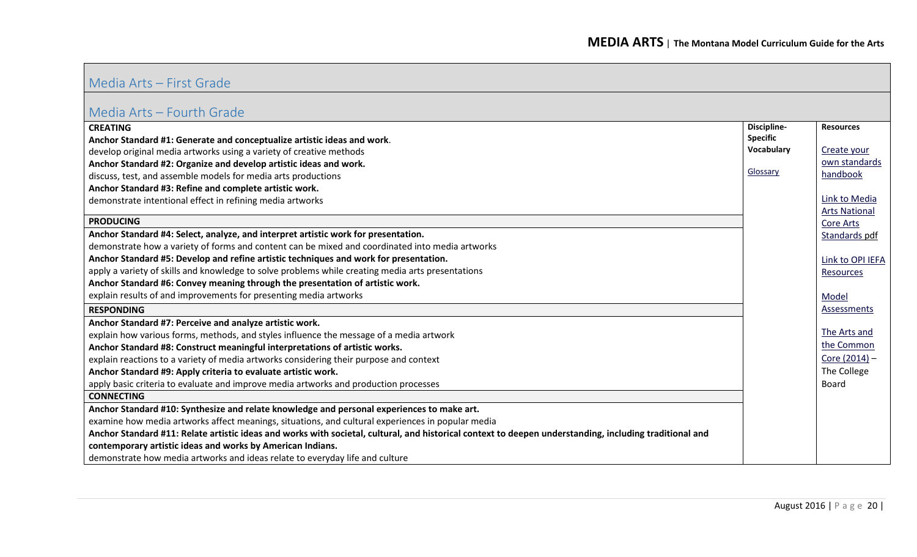## Media Arts – First Grade

## Media Arts – Fourth Grade

| | Discipline-Specific Vocabulary | Resources |
|---|---|---|
| **CREATING** | Glossary | Create your own standards handbook |
| **Anchor Standard #1: Generate and conceptualize artistic ideas and work.** | | Link to Media Arts National Core Arts Standards pdf |
| develop original media artworks using a variety of creative methods | | Link to OPI IEFA Resources |
| **Anchor Standard #2: Organize and develop artistic ideas and work.** | | Model Assessments |
| discuss, test, and assemble models for media arts productions | | The Arts and the Common Core (2014) – The College Board |
| **Anchor Standard #3: Refine and complete artistic work.** | | |
| demonstrate intentional effect in refining media artworks | | |
| **PRODUCING** | | |
| **Anchor Standard #4: Select, analyze, and interpret artistic work for presentation.** | | |
| demonstrate how a variety of forms and content can be mixed and coordinated into media artworks | | |
| **Anchor Standard #5: Develop and refine artistic techniques and work for presentation.** | | |
| apply a variety of skills and knowledge to solve problems while creating media arts presentations | | |
| **Anchor Standard #6: Convey meaning through the presentation of artistic work.** | | |
| explain results of and improvements for presenting media artworks | | |
| **RESPONDING** | | |
| **Anchor Standard #7: Perceive and analyze artistic work.** | | |
| explain how various forms, methods, and styles influence the message of a media artwork | | |
| **Anchor Standard #8: Construct meaningful interpretations of artistic works.** | | |
| explain reactions to a variety of media artworks considering their purpose and context | | |
| **Anchor Standard #9: Apply criteria to evaluate artistic work.** | | |
| apply basic criteria to evaluate and improve media artworks and production processes | | |
| **CONNECTING** | | |
| **Anchor Standard #10: Synthesize and relate knowledge and personal experiences to make art.** | | |
| examine how media artworks affect meanings, situations, and cultural experiences in popular media | | |
| **Anchor Standard #11: Relate artistic ideas and works with societal, cultural, and historical context to deepen understanding, including traditional and contemporary artistic ideas and works by American Indians.** | | |
| demonstrate how media artworks and ideas relate to everyday life and culture | | |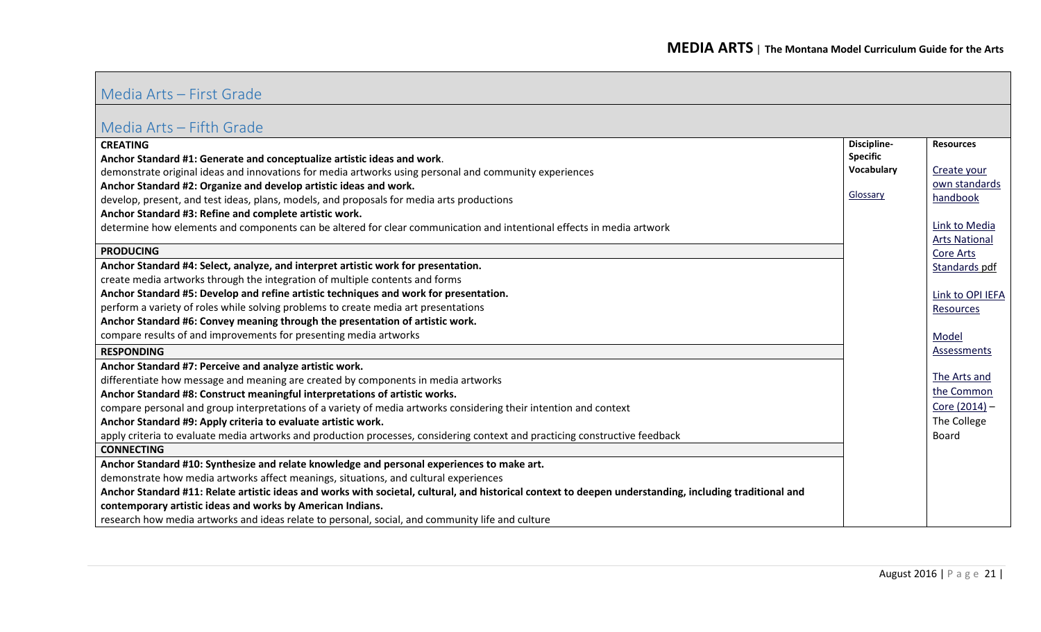## Media Arts – First Grade

## Media Arts – Fifth Grade

| | Discipline-Specific Vocabulary | Resources |
|---|---|---|
| **CREATING** | Glossary | Create your own standards handbook<br><br>Link to Media Arts National Core Arts Standards pdf<br><br>Link to OPI IEFA Resources<br><br>Model Assessments<br><br>The Arts and the Common Core (2014) – The College Board |
| **Anchor Standard #1: Generate and conceptualize artistic ideas and work.** | | |
| demonstrate original ideas and innovations for media artworks using personal and community experiences | | |
| **Anchor Standard #2: Organize and develop artistic ideas and work.** | | |
| develop, present, and test ideas, plans, models, and proposals for media arts productions | | |
| **Anchor Standard #3: Refine and complete artistic work.** | | |
| determine how elements and components can be altered for clear communication and intentional effects in media artwork | | |
| **PRODUCING** | | |
| **Anchor Standard #4: Select, analyze, and interpret artistic work for presentation.** | | |
| create media artworks through the integration of multiple contents and forms | | |
| **Anchor Standard #5: Develop and refine artistic techniques and work for presentation.** | | |
| perform a variety of roles while solving problems to create media art presentations | | |
| **Anchor Standard #6: Convey meaning through the presentation of artistic work.** | | |
| compare results of and improvements for presenting media artworks | | |
| **RESPONDING** | | |
| **Anchor Standard #7: Perceive and analyze artistic work.** | | |
| differentiate how message and meaning are created by components in media artworks | | |
| **Anchor Standard #8: Construct meaningful interpretations of artistic works.** | | |
| compare personal and group interpretations of a variety of media artworks considering their intention and context | | |
| **Anchor Standard #9: Apply criteria to evaluate artistic work.** | | |
| apply criteria to evaluate media artworks and production processes, considering context and practicing constructive feedback | | |
| **CONNECTING** | | |
| **Anchor Standard #10: Synthesize and relate knowledge and personal experiences to make art.** | | |
| demonstrate how media artworks affect meanings, situations, and cultural experiences | | |
| **Anchor Standard #11: Relate artistic ideas and works with societal, cultural, and historical context to deepen understanding, including traditional and contemporary artistic ideas and works by American Indians.** | | |
| research how media artworks and ideas relate to personal, social, and community life and culture | | |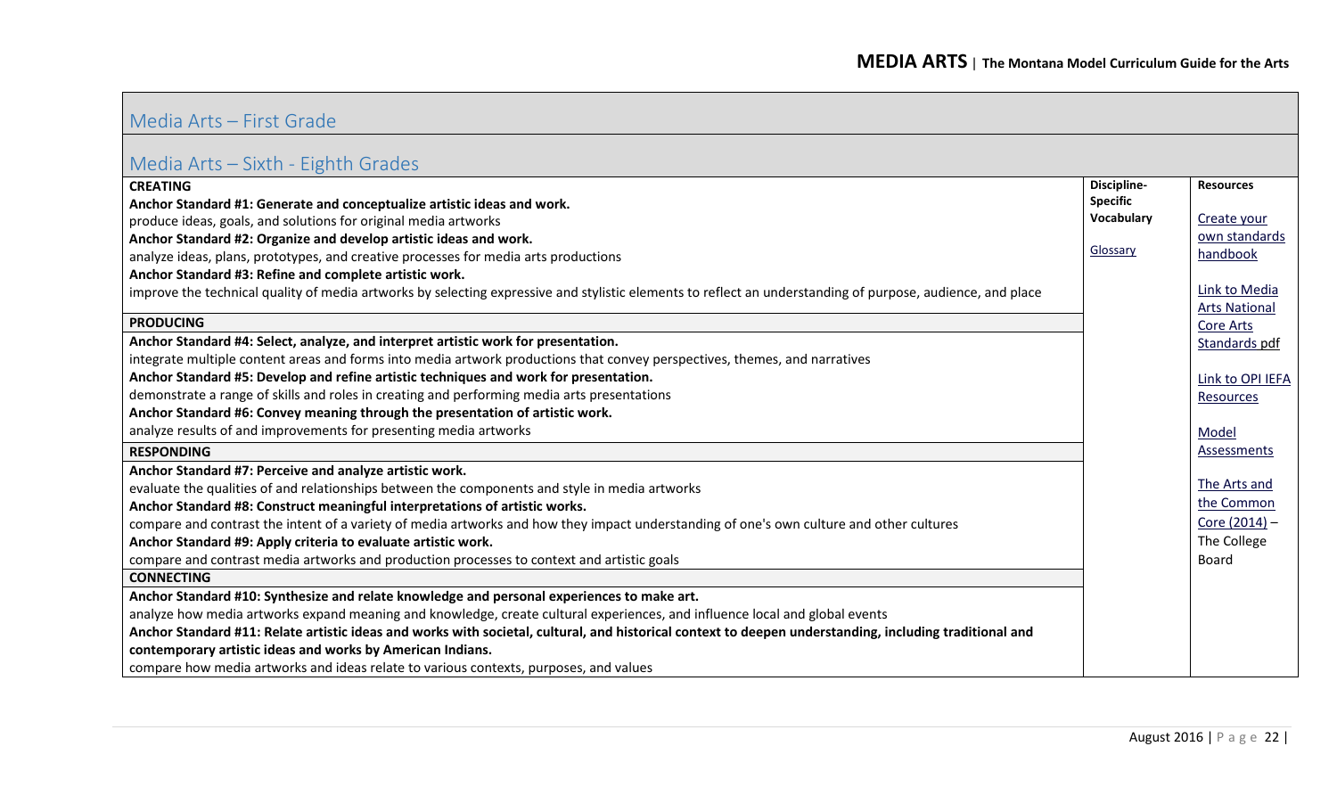## Media Arts – First Grade

## Media Arts – Sixth - Eighth Grades

| | Discipline-Specific Vocabulary | Resources |
|---|---|---|
| **CREATING** | [Glossary](#) | [Create your own standards handbook](#) |
| **Anchor Standard #1: Generate and conceptualize artistic ideas and work.** | | [Link to Media Arts National Core Arts Standards pdf](#) |
| produce ideas, goals, and solutions for original media artworks | | [Link to OPI IEFA Resources](#) |
| **Anchor Standard #2: Organize and develop artistic ideas and work.** | | [Model Assessments](#) |
| analyze ideas, plans, prototypes, and creative processes for media arts productions | | [The Arts and the Common Core (2014)](#) – The College Board |
| **Anchor Standard #3: Refine and complete artistic work.** | | |
| improve the technical quality of media artworks by selecting expressive and stylistic elements to reflect an understanding of purpose, audience, and place | | |
| **PRODUCING** | | |
| **Anchor Standard #4: Select, analyze, and interpret artistic work for presentation.** | | |
| integrate multiple content areas and forms into media artwork productions that convey perspectives, themes, and narratives | | |
| **Anchor Standard #5: Develop and refine artistic techniques and work for presentation.** | | |
| demonstrate a range of skills and roles in creating and performing media arts presentations | | |
| **Anchor Standard #6: Convey meaning through the presentation of artistic work.** | | |
| analyze results of and improvements for presenting media artworks | | |
| **RESPONDING** | | |
| **Anchor Standard #7: Perceive and analyze artistic work.** | | |
| evaluate the qualities of and relationships between the components and style in media artworks | | |
| **Anchor Standard #8: Construct meaningful interpretations of artistic works.** | | |
| compare and contrast the intent of a variety of media artworks and how they impact understanding of one's own culture and other cultures | | |
| **Anchor Standard #9: Apply criteria to evaluate artistic work.** | | |
| compare and contrast media artworks and production processes to context and artistic goals | | |
| **CONNECTING** | | |
| **Anchor Standard #10: Synthesize and relate knowledge and personal experiences to make art.** | | |
| analyze how media artworks expand meaning and knowledge, create cultural experiences, and influence local and global events | | |
| **Anchor Standard #11: Relate artistic ideas and works with societal, cultural, and historical context to deepen understanding, including traditional and contemporary artistic ideas and works by American Indians.** | | |
| compare how media artworks and ideas relate to various contexts, purposes, and values | | |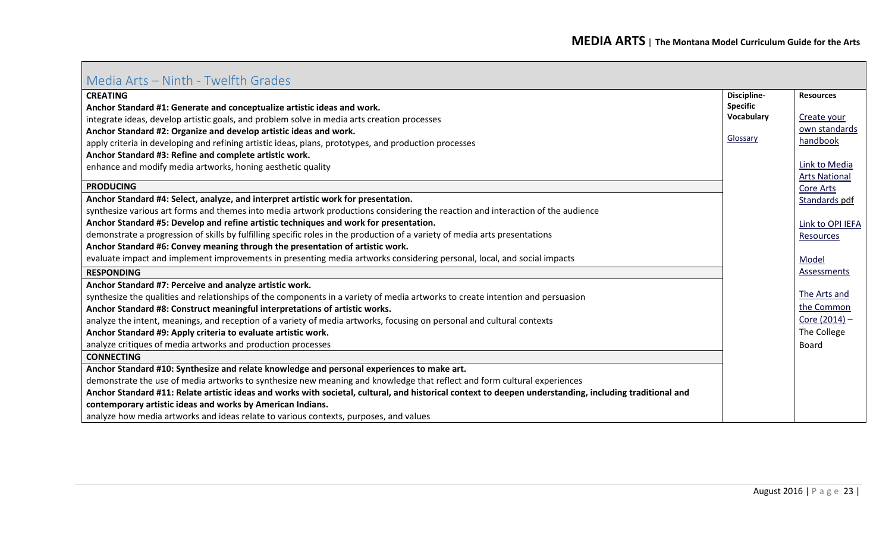## Media Arts – Ninth - Twelfth Grades

| | Discipline-Specific Vocabulary | Resources |
|---|---|---|
| **CREATING** | Glossary | Create your own standards handbook |
| **Anchor Standard #1: Generate and conceptualize artistic ideas and work.** | | Link to Media Arts National Core Arts Standards pdf |
| integrate ideas, develop artistic goals, and problem solve in media arts creation processes | | Link to OPI IEFA Resources |
| **Anchor Standard #2: Organize and develop artistic ideas and work.** | | Model Assessments |
| apply criteria in developing and refining artistic ideas, plans, prototypes, and production processes | | The Arts and the Common Core (2014) – The College Board |
| **Anchor Standard #3: Refine and complete artistic work.** | | |
| enhance and modify media artworks, honing aesthetic quality | | |
| **PRODUCING** | | |
| **Anchor Standard #4: Select, analyze, and interpret artistic work for presentation.** | | |
| synthesize various art forms and themes into media artwork productions considering the reaction and interaction of the audience | | |
| **Anchor Standard #5: Develop and refine artistic techniques and work for presentation.** | | |
| demonstrate a progression of skills by fulfilling specific roles in the production of a variety of media arts presentations | | |
| **Anchor Standard #6: Convey meaning through the presentation of artistic work.** | | |
| evaluate impact and implement improvements in presenting media artworks considering personal, local, and social impacts | | |
| **RESPONDING** | | |
| **Anchor Standard #7: Perceive and analyze artistic work.** | | |
| synthesize the qualities and relationships of the components in a variety of media artworks to create intention and persuasion | | |
| **Anchor Standard #8: Construct meaningful interpretations of artistic works.** | | |
| analyze the intent, meanings, and reception of a variety of media artworks, focusing on personal and cultural contexts | | |
| **Anchor Standard #9: Apply criteria to evaluate artistic work.** | | |
| analyze critiques of media artworks and production processes | | |
| **CONNECTING** | | |
| **Anchor Standard #10: Synthesize and relate knowledge and personal experiences to make art.** | | |
| demonstrate the use of media artworks to synthesize new meaning and knowledge that reflect and form cultural experiences | | |
| **Anchor Standard #11: Relate artistic ideas and works with societal, cultural, and historical context to deepen understanding, including traditional and contemporary artistic ideas and works by American Indians.** | | |
| analyze how media artworks and ideas relate to various contexts, purposes, and values | | |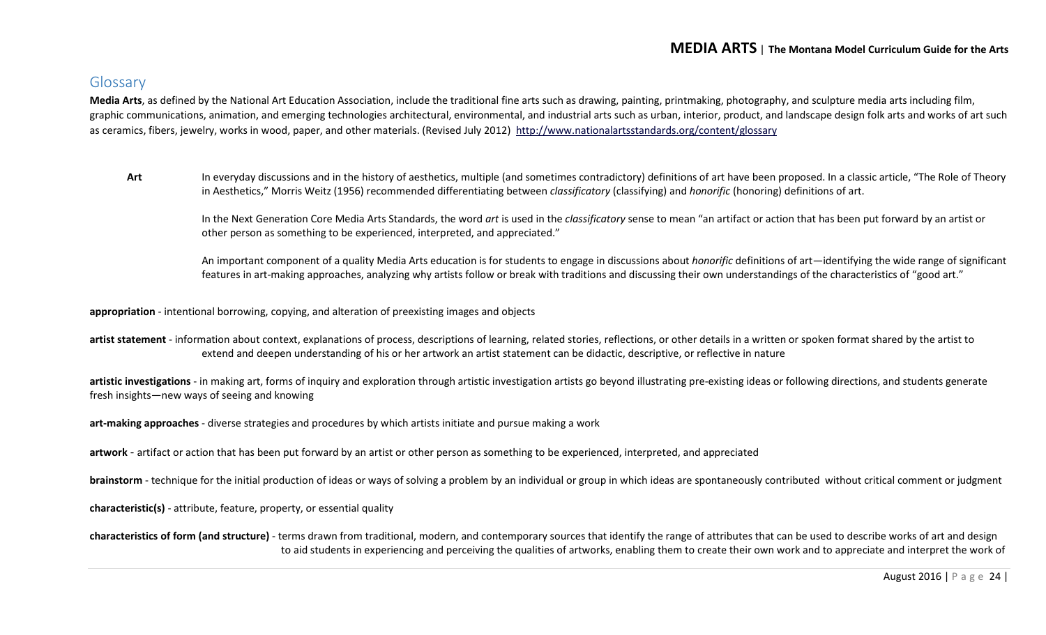## Glossary

**Media Arts**, as defined by the National Art Education Association, include the traditional fine arts such as drawing, painting, printmaking, photography, and sculpture media arts including film, graphic communications, animation, and emerging technologies architectural, environmental, and industrial arts such as urban, interior, product, and landscape design folk arts and works of art such as ceramics, fibers, jewelry, works in wood, paper, and other materials. (Revised July 2012) http://www.nationalartsstandards.org/content/glossary

**Art** In everyday discussions and in the history of aesthetics, multiple (and sometimes contradictory) definitions of art have been proposed. In a classic article, "The Role of Theory in Aesthetics," Morris Weitz (1956) recommended differentiating between *classificatory* (classifying) and *honorific* (honoring) definitions of art.

In the Next Generation Core Media Arts Standards, the word *art* is used in the *classificatory* sense to mean "an artifact or action that has been put forward by an artist or other person as something to be experienced, interpreted, and appreciated."

An important component of a quality Media Arts education is for students to engage in discussions about *honorific* definitions of art—identifying the wide range of significant features in art-making approaches, analyzing why artists follow or break with traditions and discussing their own understandings of the characteristics of "good art."

**appropriation** - intentional borrowing, copying, and alteration of preexisting images and objects

**artist statement** - information about context, explanations of process, descriptions of learning, related stories, reflections, or other details in a written or spoken format shared by the artist to extend and deepen understanding of his or her artwork an artist statement can be didactic, descriptive, or reflective in nature

**artistic investigations** - in making art, forms of inquiry and exploration through artistic investigation artists go beyond illustrating pre-existing ideas or following directions, and students generate fresh insights—new ways of seeing and knowing

**art-making approaches** - diverse strategies and procedures by which artists initiate and pursue making a work

**artwork** - artifact or action that has been put forward by an artist or other person as something to be experienced, interpreted, and appreciated

**brainstorm** - technique for the initial production of ideas or ways of solving a problem by an individual or group in which ideas are spontaneously contributed without critical comment or judgment

**characteristic(s)** - attribute, feature, property, or essential quality

**characteristics of form (and structure)** - terms drawn from traditional, modern, and contemporary sources that identify the range of attributes that can be used to describe works of art and design to aid students in experiencing and perceiving the qualities of artworks, enabling them to create their own work and to appreciate and interpret the work of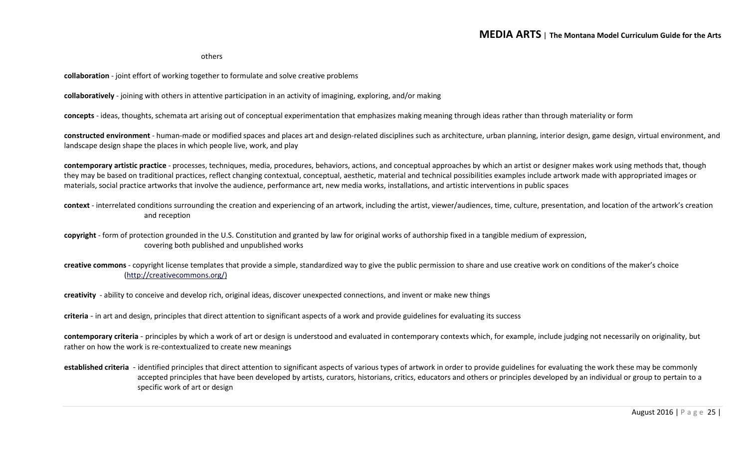others

**collaboration** - joint effort of working together to formulate and solve creative problems

**collaboratively** - joining with others in attentive participation in an activity of imagining, exploring, and/or making

**concepts** - ideas, thoughts, schemata art arising out of conceptual experimentation that emphasizes making meaning through ideas rather than through materiality or form

**constructed environment** - human-made or modified spaces and places art and design-related disciplines such as architecture, urban planning, interior design, game design, virtual environment, and landscape design shape the places in which people live, work, and play

**contemporary artistic practice** - processes, techniques, media, procedures, behaviors, actions, and conceptual approaches by which an artist or designer makes work using methods that, though they may be based on traditional practices, reflect changing contextual, conceptual, aesthetic, material and technical possibilities examples include artwork made with appropriated images or materials, social practice artworks that involve the audience, performance art, new media works, installations, and artistic interventions in public spaces

**context** - interrelated conditions surrounding the creation and experiencing of an artwork, including the artist, viewer/audiences, time, culture, presentation, and location of the artwork's creation and reception

**copyright** - form of protection grounded in the U.S. Constitution and granted by law for original works of authorship fixed in a tangible medium of expression, covering both published and unpublished works

**creative commons** - copyright license templates that provide a simple, standardized way to give the public permission to share and use creative work on conditions of the maker's choice (http://creativecommons.org/)

**creativity** - ability to conceive and develop rich, original ideas, discover unexpected connections, and invent or make new things

**criteria** - in art and design, principles that direct attention to significant aspects of a work and provide guidelines for evaluating its success

**contemporary criteria** - principles by which a work of art or design is understood and evaluated in contemporary contexts which, for example, include judging not necessarily on originality, but rather on how the work is re-contextualized to create new meanings

**established criteria** - identified principles that direct attention to significant aspects of various types of artwork in order to provide guidelines for evaluating the work these may be commonly accepted principles that have been developed by artists, curators, historians, critics, educators and others or principles developed by an individual or group to pertain to a specific work of art or design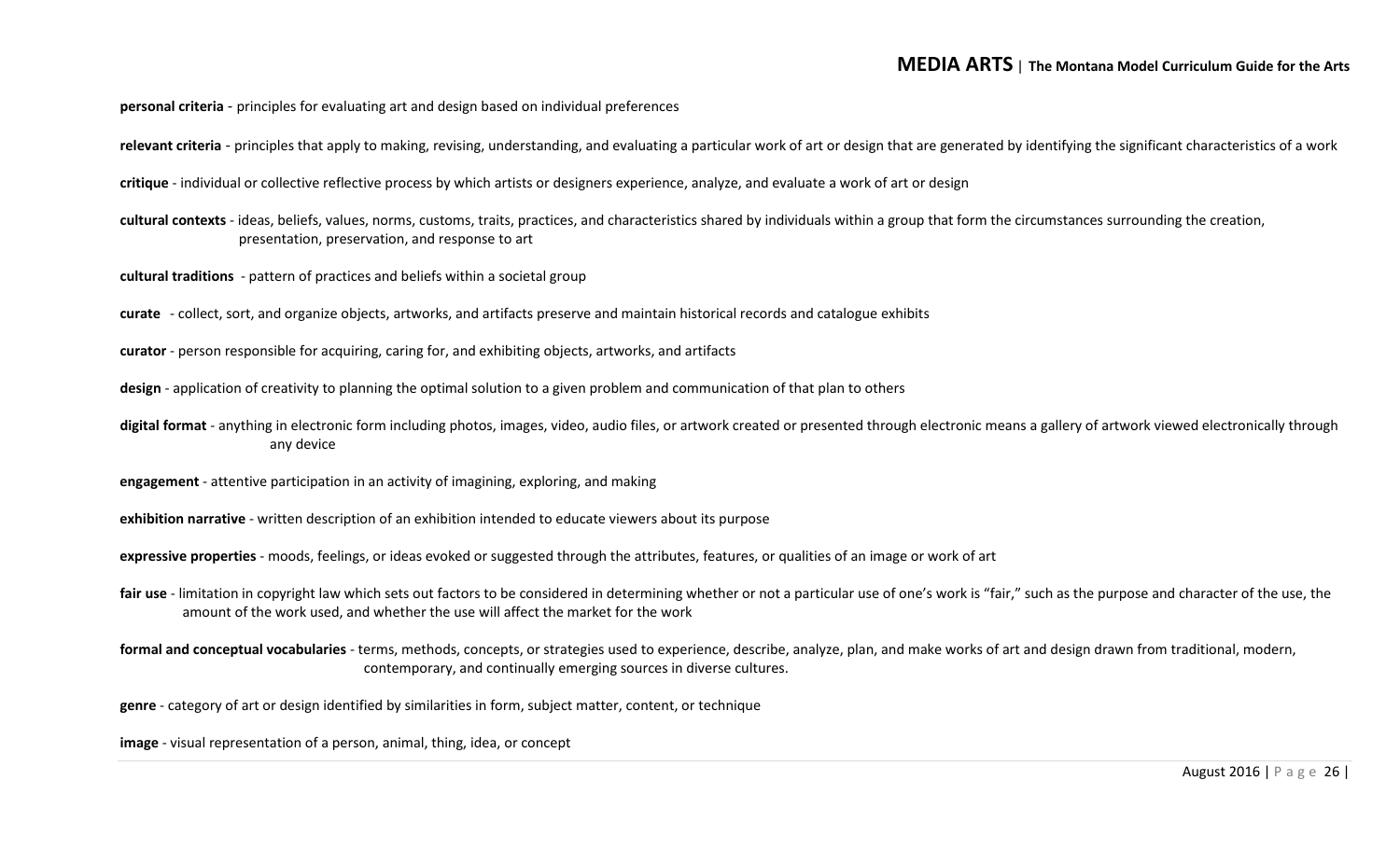**personal criteria** - principles for evaluating art and design based on individual preferences

**relevant criteria** - principles that apply to making, revising, understanding, and evaluating a particular work of art or design that are generated by identifying the significant characteristics of a work

**critique** - individual or collective reflective process by which artists or designers experience, analyze, and evaluate a work of art or design

**cultural contexts** - ideas, beliefs, values, norms, customs, traits, practices, and characteristics shared by individuals within a group that form the circumstances surrounding the creation, presentation, preservation, and response to art

**cultural traditions** - pattern of practices and beliefs within a societal group

**curate** - collect, sort, and organize objects, artworks, and artifacts preserve and maintain historical records and catalogue exhibits

**curator** - person responsible for acquiring, caring for, and exhibiting objects, artworks, and artifacts

**design** - application of creativity to planning the optimal solution to a given problem and communication of that plan to others

**digital format** - anything in electronic form including photos, images, video, audio files, or artwork created or presented through electronic means a gallery of artwork viewed electronically through any device

**engagement** - attentive participation in an activity of imagining, exploring, and making

**exhibition narrative** - written description of an exhibition intended to educate viewers about its purpose

**expressive properties** - moods, feelings, or ideas evoked or suggested through the attributes, features, or qualities of an image or work of art

**fair use** - limitation in copyright law which sets out factors to be considered in determining whether or not a particular use of one's work is "fair," such as the purpose and character of the use, the amount of the work used, and whether the use will affect the market for the work

**formal and conceptual vocabularies** - terms, methods, concepts, or strategies used to experience, describe, analyze, plan, and make works of art and design drawn from traditional, modern, contemporary, and continually emerging sources in diverse cultures.

**genre** - category of art or design identified by similarities in form, subject matter, content, or technique

**image** - visual representation of a person, animal, thing, idea, or concept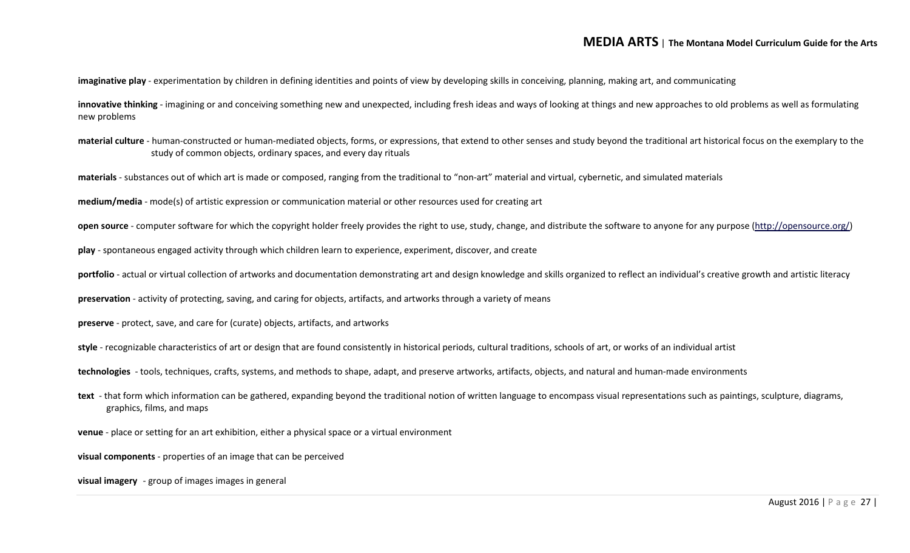**imaginative play** - experimentation by children in defining identities and points of view by developing skills in conceiving, planning, making art, and communicating

**innovative thinking** - imagining or and conceiving something new and unexpected, including fresh ideas and ways of looking at things and new approaches to old problems as well as formulating new problems

**material culture** - human-constructed or human-mediated objects, forms, or expressions, that extend to other senses and study beyond the traditional art historical focus on the exemplary to the study of common objects, ordinary spaces, and every day rituals

**materials** - substances out of which art is made or composed, ranging from the traditional to "non-art" material and virtual, cybernetic, and simulated materials

**medium/media** - mode(s) of artistic expression or communication material or other resources used for creating art

**open source** - computer software for which the copyright holder freely provides the right to use, study, change, and distribute the software to anyone for any purpose (http://opensource.org/)

**play** - spontaneous engaged activity through which children learn to experience, experiment, discover, and create

**portfolio** - actual or virtual collection of artworks and documentation demonstrating art and design knowledge and skills organized to reflect an individual's creative growth and artistic literacy

**preservation** - activity of protecting, saving, and caring for objects, artifacts, and artworks through a variety of means

**preserve** - protect, save, and care for (curate) objects, artifacts, and artworks

**style** - recognizable characteristics of art or design that are found consistently in historical periods, cultural traditions, schools of art, or works of an individual artist

**technologies** - tools, techniques, crafts, systems, and methods to shape, adapt, and preserve artworks, artifacts, objects, and natural and human-made environments

**text** - that form which information can be gathered, expanding beyond the traditional notion of written language to encompass visual representations such as paintings, sculpture, diagrams, graphics, films, and maps

**venue** - place or setting for an art exhibition, either a physical space or a virtual environment

**visual components** - properties of an image that can be perceived

**visual imagery** - group of images images in general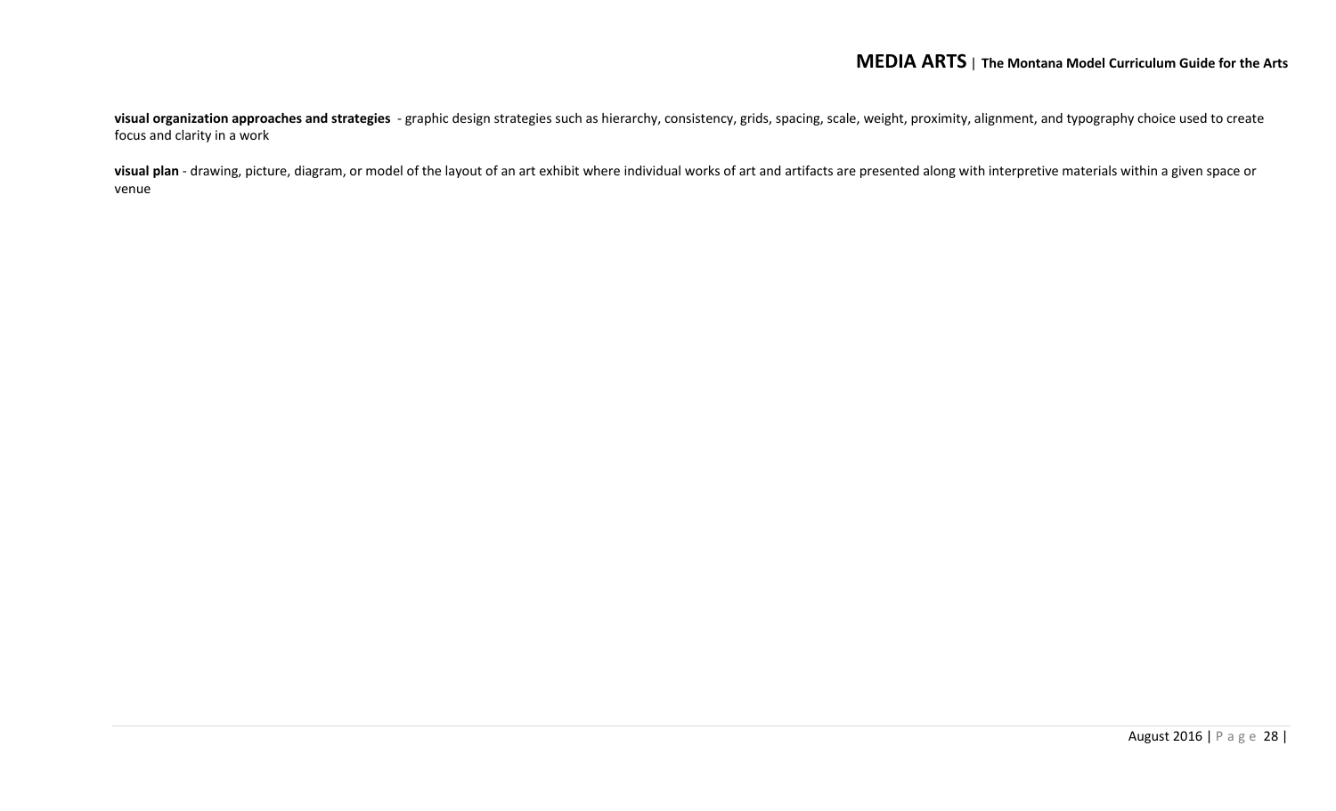**visual organization approaches and strategies** - graphic design strategies such as hierarchy, consistency, grids, spacing, scale, weight, proximity, alignment, and typography choice used to create focus and clarity in a work

**visual plan** - drawing, picture, diagram, or model of the layout of an art exhibit where individual works of art and artifacts are presented along with interpretive materials within a given space or venue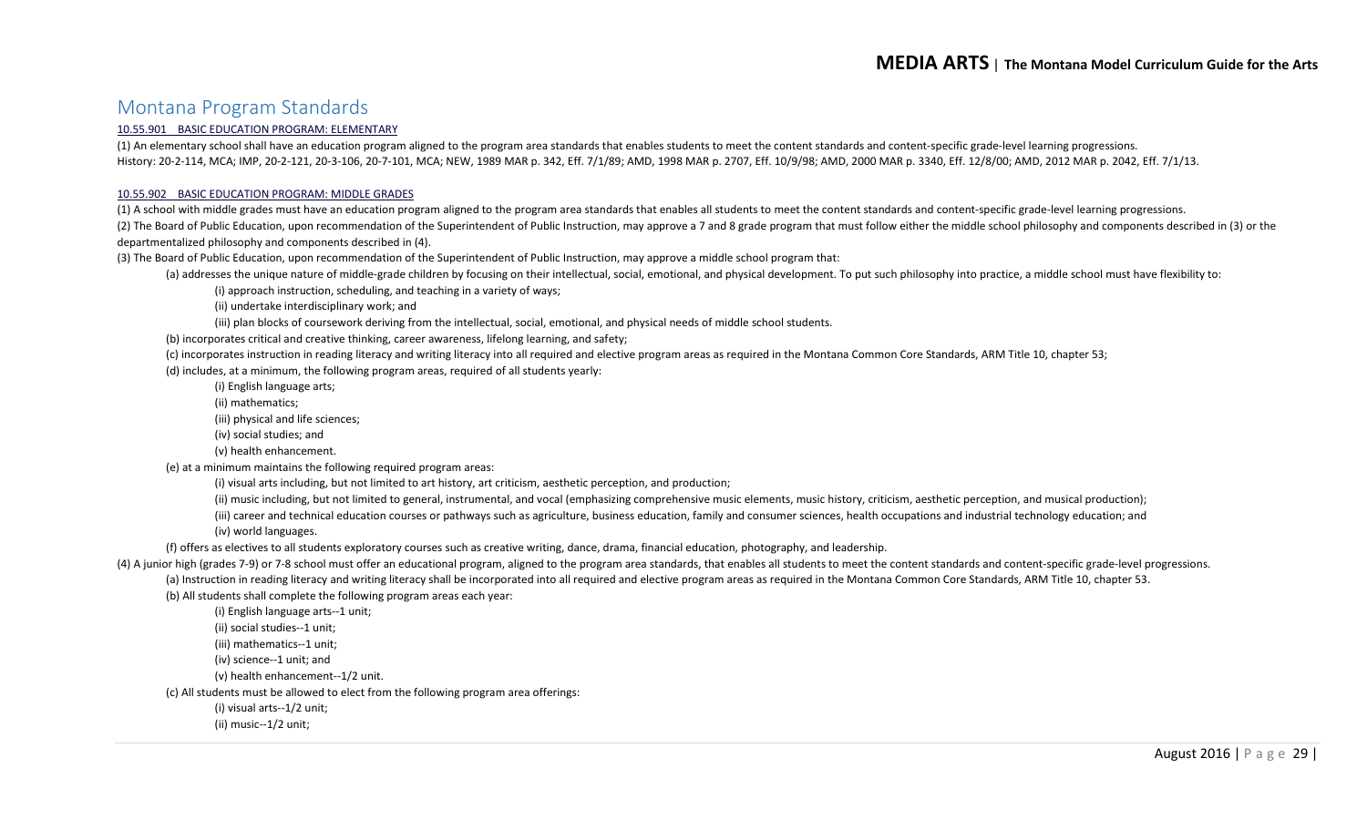## Montana Program Standards

### 10.55.901 BASIC EDUCATION PROGRAM: ELEMENTARY

(1) An elementary school shall have an education program aligned to the program area standards that enables students to meet the content standards and content-specific grade-level learning progressions.
History: 20-2-114, MCA; IMP, 20-2-121, 20-3-106, 20-7-101, MCA; NEW, 1989 MAR p. 342, Eff. 7/1/89; AMD, 1998 MAR p. 2707, Eff. 10/9/98; AMD, 2000 MAR p. 3340, Eff. 12/8/00; AMD, 2012 MAR p. 2042, Eff. 7/1/13.

### 10.55.902 BASIC EDUCATION PROGRAM: MIDDLE GRADES

(1) A school with middle grades must have an education program aligned to the program area standards that enables all students to meet the content standards and content-specific grade-level learning progressions.

(2) The Board of Public Education, upon recommendation of the Superintendent of Public Instruction, may approve a 7 and 8 grade program that must follow either the middle school philosophy and components described in (3) or the departmentalized philosophy and components described in (4).

(3) The Board of Public Education, upon recommendation of the Superintendent of Public Instruction, may approve a middle school program that:

- (a) addresses the unique nature of middle-grade children by focusing on their intellectual, social, emotional, and physical development. To put such philosophy into practice, a middle school must have flexibility to:
  - (i) approach instruction, scheduling, and teaching in a variety of ways;
  - (ii) undertake interdisciplinary work; and
  - (iii) plan blocks of coursework deriving from the intellectual, social, emotional, and physical needs of middle school students.
- (b) incorporates critical and creative thinking, career awareness, lifelong learning, and safety;
- (c) incorporates instruction in reading literacy and writing literacy into all required and elective program areas as required in the Montana Common Core Standards, ARM Title 10, chapter 53;
- (d) includes, at a minimum, the following program areas, required of all students yearly:
  - (i) English language arts;
  - (ii) mathematics;
  - (iii) physical and life sciences;
  - (iv) social studies; and
  - (v) health enhancement.
- (e) at a minimum maintains the following required program areas:
  - (i) visual arts including, but not limited to art history, art criticism, aesthetic perception, and production;
  - (ii) music including, but not limited to general, instrumental, and vocal (emphasizing comprehensive music elements, music history, criticism, aesthetic perception, and musical production);
  - (iii) career and technical education courses or pathways such as agriculture, business education, family and consumer sciences, health occupations and industrial technology education; and
  - (iv) world languages.
- (f) offers as electives to all students exploratory courses such as creative writing, dance, drama, financial education, photography, and leadership.

(4) A junior high (grades 7-9) or 7-8 school must offer an educational program, aligned to the program area standards, that enables all students to meet the content standards and content-specific grade-level progressions.

- (a) Instruction in reading literacy and writing literacy shall be incorporated into all required and elective program areas as required in the Montana Common Core Standards, ARM Title 10, chapter 53.
- (b) All students shall complete the following program areas each year:
  - (i) English language arts--1 unit;
  - (ii) social studies--1 unit;
  - (iii) mathematics--1 unit;
  - (iv) science--1 unit; and
  - (v) health enhancement--1/2 unit.
- (c) All students must be allowed to elect from the following program area offerings:
  - (i) visual arts--1/2 unit;
  - (ii) music--1/2 unit;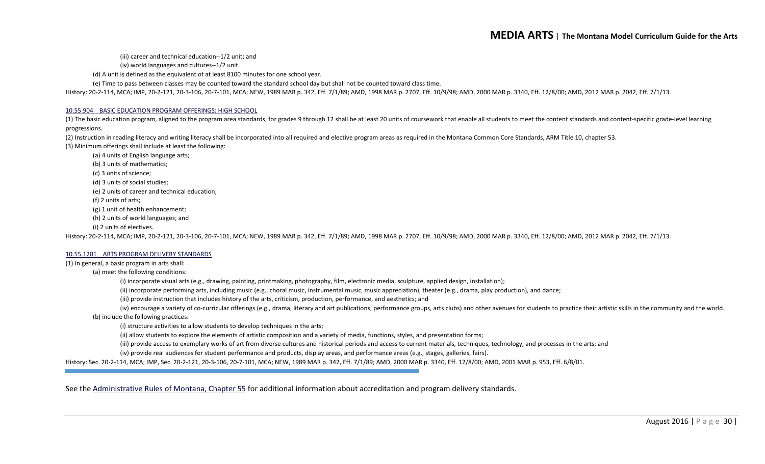(iii) career and technical education--1/2 unit; and

(iv) world languages and cultures--1/2 unit.

(d) A unit is defined as the equivalent of at least 8100 minutes for one school year.

(e) Time to pass between classes may be counted toward the standard school day but shall not be counted toward class time.

History: 20-2-114, MCA; IMP, 20-2-121, 20-3-106, 20-7-101, MCA; NEW, 1989 MAR p. 342, Eff. 7/1/89; AMD, 1998 MAR p. 2707, Eff. 10/9/98; AMD, 2000 MAR p. 3340, Eff. 12/8/00; AMD, 2012 MAR p. 2042, Eff. 7/1/13.

#### 10.55.904 BASIC EDUCATION PROGRAM OFFERINGS: HIGH SCHOOL

(1) The basic education program, aligned to the program area standards, for grades 9 through 12 shall be at least 20 units of coursework that enable all students to meet the content standards and content-specific grade-level learning progressions.

(2) Instruction in reading literacy and writing literacy shall be incorporated into all required and elective program areas as required in the Montana Common Core Standards, ARM Title 10, chapter 53.

(3) Minimum offerings shall include at least the following:

(a) 4 units of English language arts;

(b) 3 units of mathematics;

(c) 3 units of science;

(d) 3 units of social studies;

(e) 2 units of career and technical education;

(f) 2 units of arts;

(g) 1 unit of health enhancement;

(h) 2 units of world languages; and

(i) 2 units of electives.

History: 20-2-114, MCA; IMP, 20-2-121, 20-3-106, 20-7-101, MCA; NEW, 1989 MAR p. 342, Eff. 7/1/89; AMD, 1998 MAR p. 2707, Eff. 10/9/98; AMD, 2000 MAR p. 3340, Eff. 12/8/00; AMD, 2012 MAR p. 2042, Eff. 7/1/13.

#### 10.55.1201 ARTS PROGRAM DELIVERY STANDARDS

(1) In general, a basic program in arts shall:

(a) meet the following conditions:

(i) incorporate visual arts (e.g., drawing, painting, printmaking, photography, film, electronic media, sculpture, applied design, installation);

(ii) incorporate performing arts, including music (e.g., choral music, instrumental music, music appreciation), theater (e.g., drama, play production), and dance;

(iii) provide instruction that includes history of the arts, criticism, production, performance, and aesthetics; and

(iv) encourage a variety of co-curricular offerings (e.g., drama, literary and art publications, performance groups, arts clubs) and other avenues for students to practice their artistic skills in the community and the world.

(b) include the following practices:

(i) structure activities to allow students to develop techniques in the arts;

(ii) allow students to explore the elements of artistic composition and a variety of media, functions, styles, and presentation forms;

(iii) provide access to exemplary works of art from diverse cultures and historical periods and access to current materials, techniques, technology, and processes in the arts; and

(iv) provide real audiences for student performance and products, display areas, and performance areas (e.g., stages, galleries, fairs).

History: Sec. 20-2-114, MCA; IMP, Sec. 20-2-121, 20-3-106, 20-7-101, MCA; NEW, 1989 MAR p. 342, Eff. 7/1/89; AMD, 2000 MAR p. 3340, Eff. 12/8/00; AMD, 2001 MAR p. 953, Eff. 6/8/01.

---

See the Administrative Rules of Montana, Chapter 55 for additional information about accreditation and program delivery standards.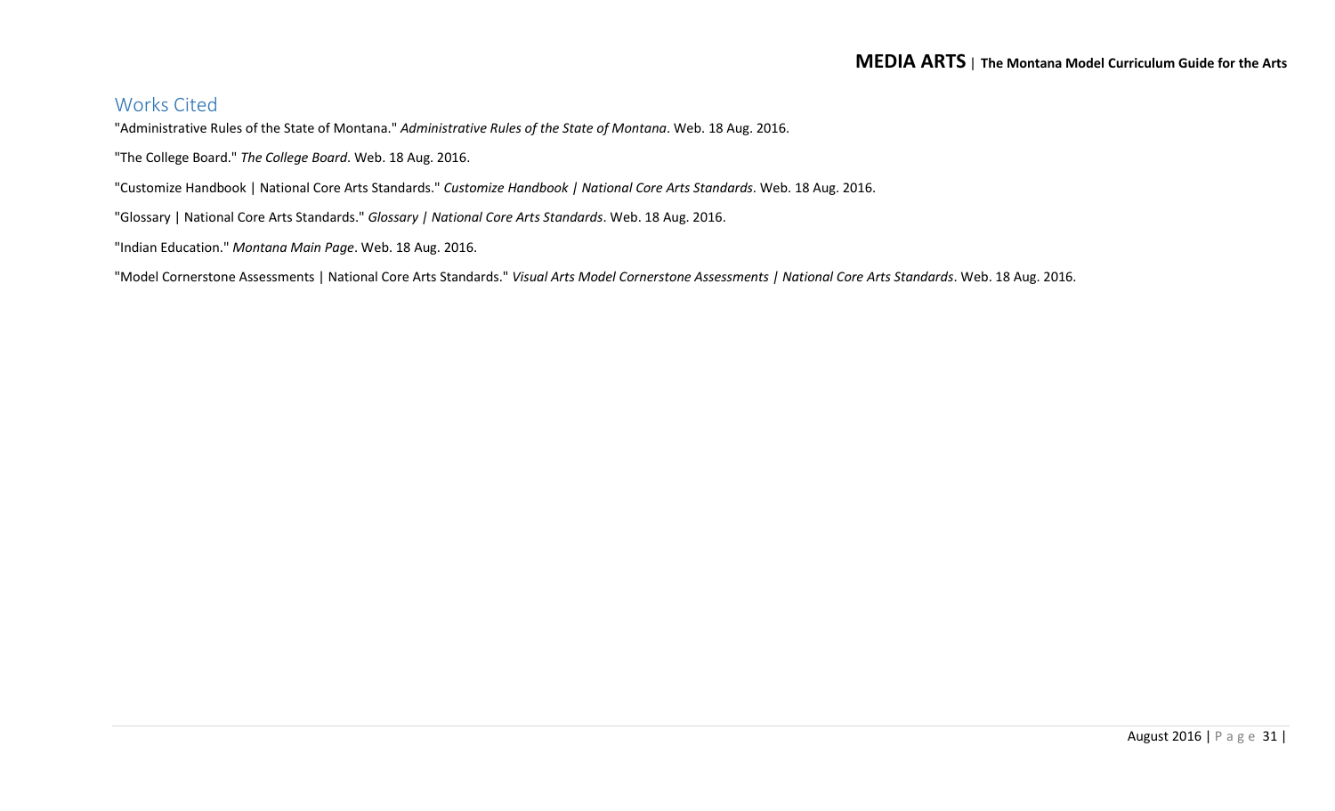## Works Cited

"Administrative Rules of the State of Montana." *Administrative Rules of the State of Montana*. Web. 18 Aug. 2016.

"The College Board." *The College Board*. Web. 18 Aug. 2016.

"Customize Handbook | National Core Arts Standards." *Customize Handbook | National Core Arts Standards*. Web. 18 Aug. 2016.

"Glossary | National Core Arts Standards." *Glossary | National Core Arts Standards*. Web. 18 Aug. 2016.

"Indian Education." *Montana Main Page*. Web. 18 Aug. 2016.

"Model Cornerstone Assessments | National Core Arts Standards." *Visual Arts Model Cornerstone Assessments | National Core Arts Standards*. Web. 18 Aug. 2016.